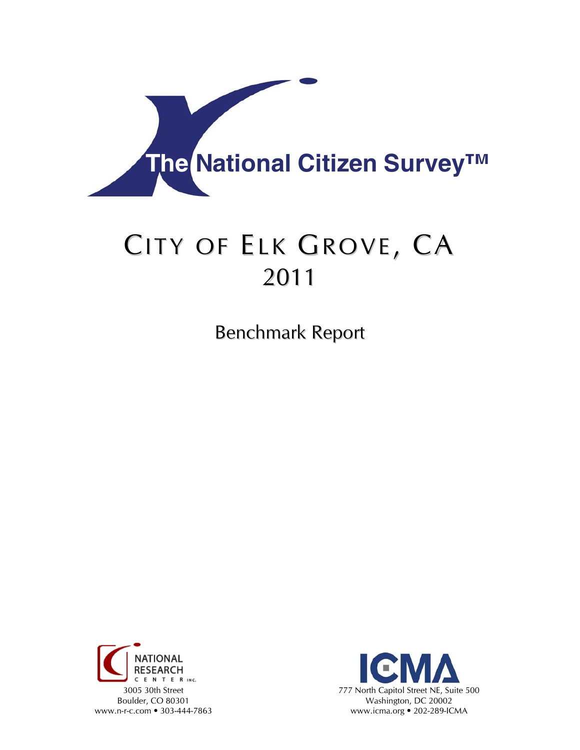The National Citizen Survey™

# CITY OF ELK GROVE, CA
# 2011

## Benchmark Report

NATIONAL RESEARCH CENTER INC.
3005 30th Street
Boulder, CO 80301
www.n-r-c.com • 303-444-7863

ICMA
777 North Capitol Street NE, Suite 500
Washington, DC 20002
www.icma.org • 202-289-ICMA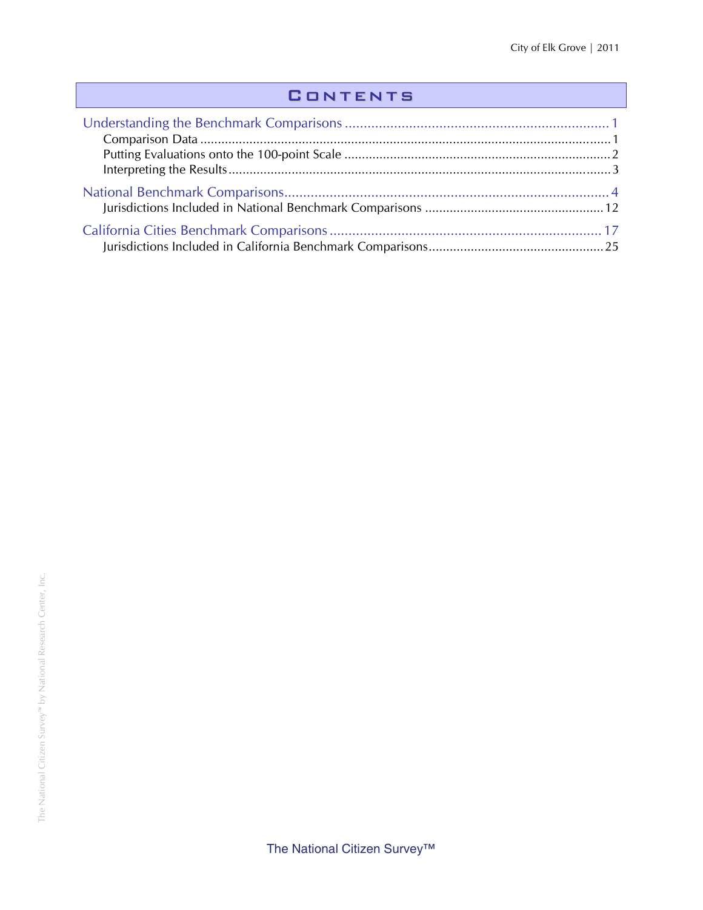# Contents

Understanding the Benchmark Comparisons ........................................ 1
- Comparison Data ........................................ 1
- Putting Evaluations onto the 100-point Scale ........................................ 2
- Interpreting the Results ........................................ 3

National Benchmark Comparisons ........................................ 4
- Jurisdictions Included in National Benchmark Comparisons ........................................ 12

California Cities Benchmark Comparisons ........................................ 17
- Jurisdictions Included in California Benchmark Comparisons ........................................ 25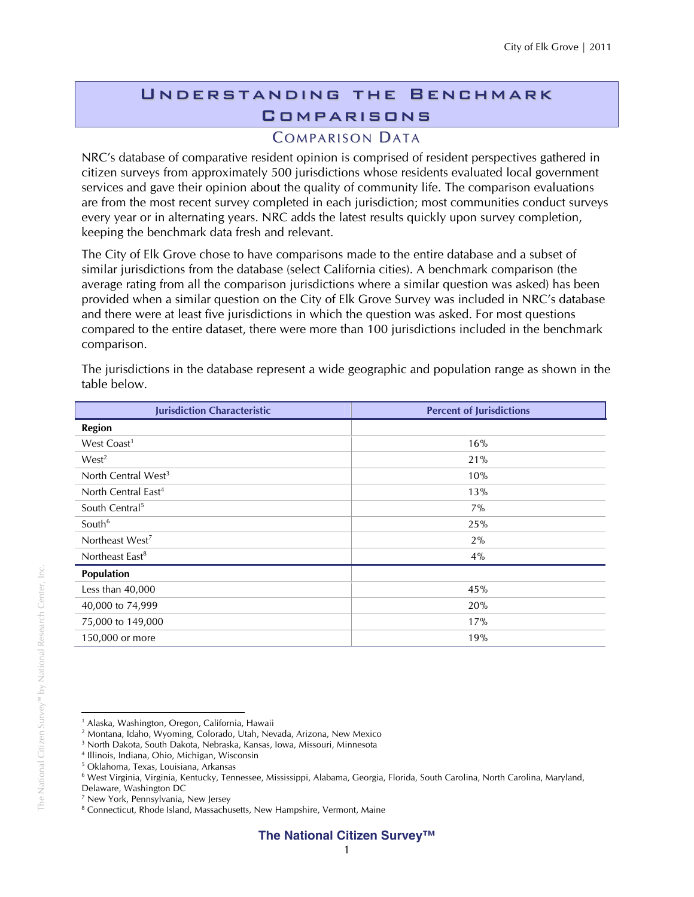# Understanding the Benchmark Comparisons

## Comparison Data

NRC's database of comparative resident opinion is comprised of resident perspectives gathered in citizen surveys from approximately 500 jurisdictions whose residents evaluated local government services and gave their opinion about the quality of community life. The comparison evaluations are from the most recent survey completed in each jurisdiction; most communities conduct surveys every year or in alternating years. NRC adds the latest results quickly upon survey completion, keeping the benchmark data fresh and relevant.

The City of Elk Grove chose to have comparisons made to the entire database and a subset of similar jurisdictions from the database (select California cities). A benchmark comparison (the average rating from all the comparison jurisdictions where a similar question was asked) has been provided when a similar question on the City of Elk Grove Survey was included in NRC's database and there were at least five jurisdictions in which the question was asked. For most questions compared to the entire dataset, there were more than 100 jurisdictions included in the benchmark comparison.

The jurisdictions in the database represent a wide geographic and population range as shown in the table below.

| Jurisdiction Characteristic | Percent of Jurisdictions |
|---|---|
| **Region** | |
| West Coast[1] | 16% |
| West[2] | 21% |
| North Central West[3] | 10% |
| North Central East[4] | 13% |
| South Central[5] | 7% |
| South[6] | 25% |
| Northeast West[7] | 2% |
| Northeast East[8] | 4% |
| **Population** | |
| Less than 40,000 | 45% |
| 40,000 to 74,999 | 20% |
| 75,000 to 149,000 | 17% |
| 150,000 or more | 19% |

[1] Alaska, Washington, Oregon, California, Hawaii
[2] Montana, Idaho, Wyoming, Colorado, Utah, Nevada, Arizona, New Mexico
[3] North Dakota, South Dakota, Nebraska, Kansas, Iowa, Missouri, Minnesota
[4] Illinois, Indiana, Ohio, Michigan, Wisconsin
[5] Oklahoma, Texas, Louisiana, Arkansas
[6] West Virginia, Virginia, Kentucky, Tennessee, Mississippi, Alabama, Georgia, Florida, South Carolina, North Carolina, Maryland, Delaware, Washington DC
[7] New York, Pennsylvania, New Jersey
[8] Connecticut, Rhode Island, Massachusetts, New Hampshire, Vermont, Maine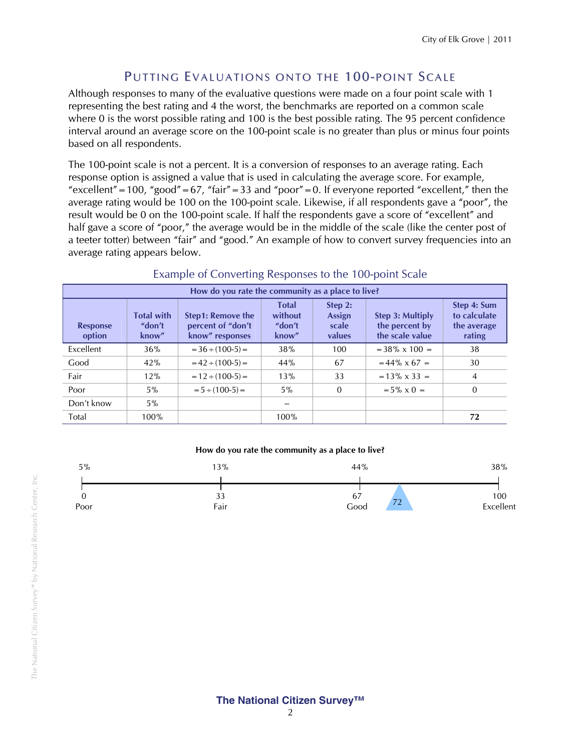## Putting Evaluations onto the 100-point Scale

Although responses to many of the evaluative questions were made on a four point scale with 1 representing the best rating and 4 the worst, the benchmarks are reported on a common scale where 0 is the worst possible rating and 100 is the best possible rating. The 95 percent confidence interval around an average score on the 100-point scale is no greater than plus or minus four points based on all respondents.

The 100-point scale is not a percent. It is a conversion of responses to an average rating. Each response option is assigned a value that is used in calculating the average score. For example, "excellent" = 100, "good" = 67, "fair" = 33 and "poor" = 0. If everyone reported "excellent," then the average rating would be 100 on the 100-point scale. Likewise, if all respondents gave a "poor", the result would be 0 on the 100-point scale. If half the respondents gave a score of "excellent" and half gave a score of "poor," the average would be in the middle of the scale (like the center post of a teeter totter) between "fair" and "good." An example of how to convert survey frequencies into an average rating appears below.

### Example of Converting Responses to the 100-point Scale

| How do you rate the community as a place to live? | | | | | | |
|---|---|---|---|---|---|---|
| Response option | Total with "don't know" | Step1: Remove the percent of "don't know" responses | Total without "don't know" | Step 2: Assign scale values | Step 3: Multiply the percent by the scale value | Step 4: Sum to calculate the average rating |
| Excellent | 36% | =36÷(100-5)= | 38% | 100 | =38% x 100 = | 38 |
| Good | 42% | =42÷(100-5)= | 44% | 67 | =44% x 67 = | 30 |
| Fair | 12% | =12÷(100-5)= | 13% | 33 | =13% x 33 = | 4 |
| Poor | 5% | =5÷(100-5)= | 5% | 0 | =5% x 0 = | 0 |
| Don't know | 5% | | -- | | | |
| Total | 100% | | 100% | | | **72** |

**How do you rate the community as a place to live?**

| 5% | 13% | 44% | | 38% |
|---|---|---|---|---|
| 0 Poor | 33 Fair | 67 Good | 72 | 100 Excellent |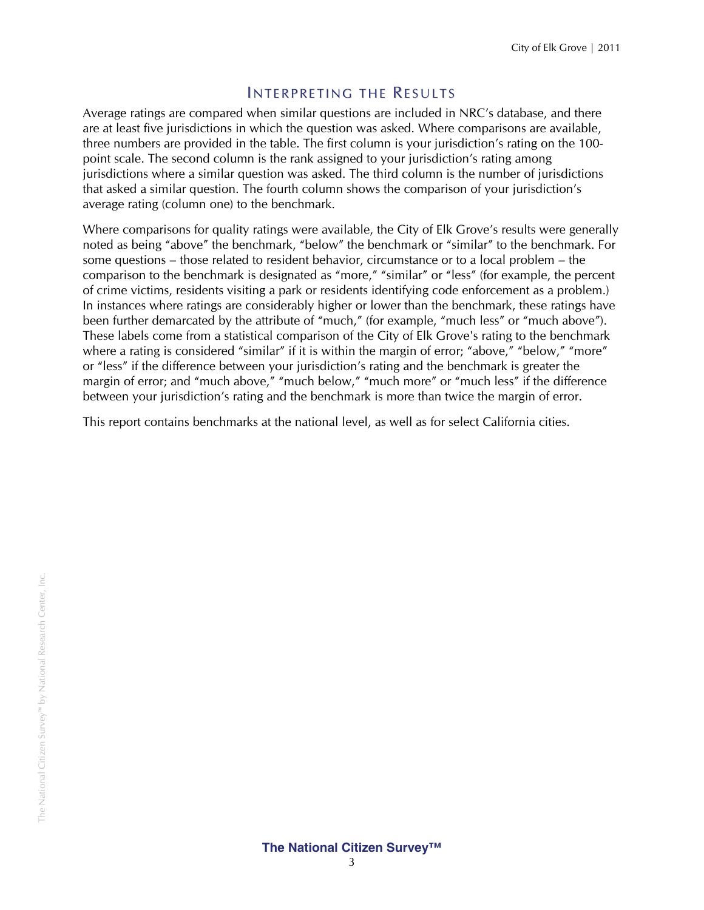## Interpreting the Results

Average ratings are compared when similar questions are included in NRC's database, and there are at least five jurisdictions in which the question was asked. Where comparisons are available, three numbers are provided in the table. The first column is your jurisdiction's rating on the 100-point scale. The second column is the rank assigned to your jurisdiction's rating among jurisdictions where a similar question was asked. The third column is the number of jurisdictions that asked a similar question. The fourth column shows the comparison of your jurisdiction's average rating (column one) to the benchmark.

Where comparisons for quality ratings were available, the City of Elk Grove's results were generally noted as being "above" the benchmark, "below" the benchmark or "similar" to the benchmark. For some questions – those related to resident behavior, circumstance or to a local problem – the comparison to the benchmark is designated as "more," "similar" or "less" (for example, the percent of crime victims, residents visiting a park or residents identifying code enforcement as a problem.) In instances where ratings are considerably higher or lower than the benchmark, these ratings have been further demarcated by the attribute of "much," (for example, "much less" or "much above"). These labels come from a statistical comparison of the City of Elk Grove's rating to the benchmark where a rating is considered "similar" if it is within the margin of error; "above," "below," "more" or "less" if the difference between your jurisdiction's rating and the benchmark is greater the margin of error; and "much above," "much below," "much more" or "much less" if the difference between your jurisdiction's rating and the benchmark is more than twice the margin of error.

This report contains benchmarks at the national level, as well as for select California cities.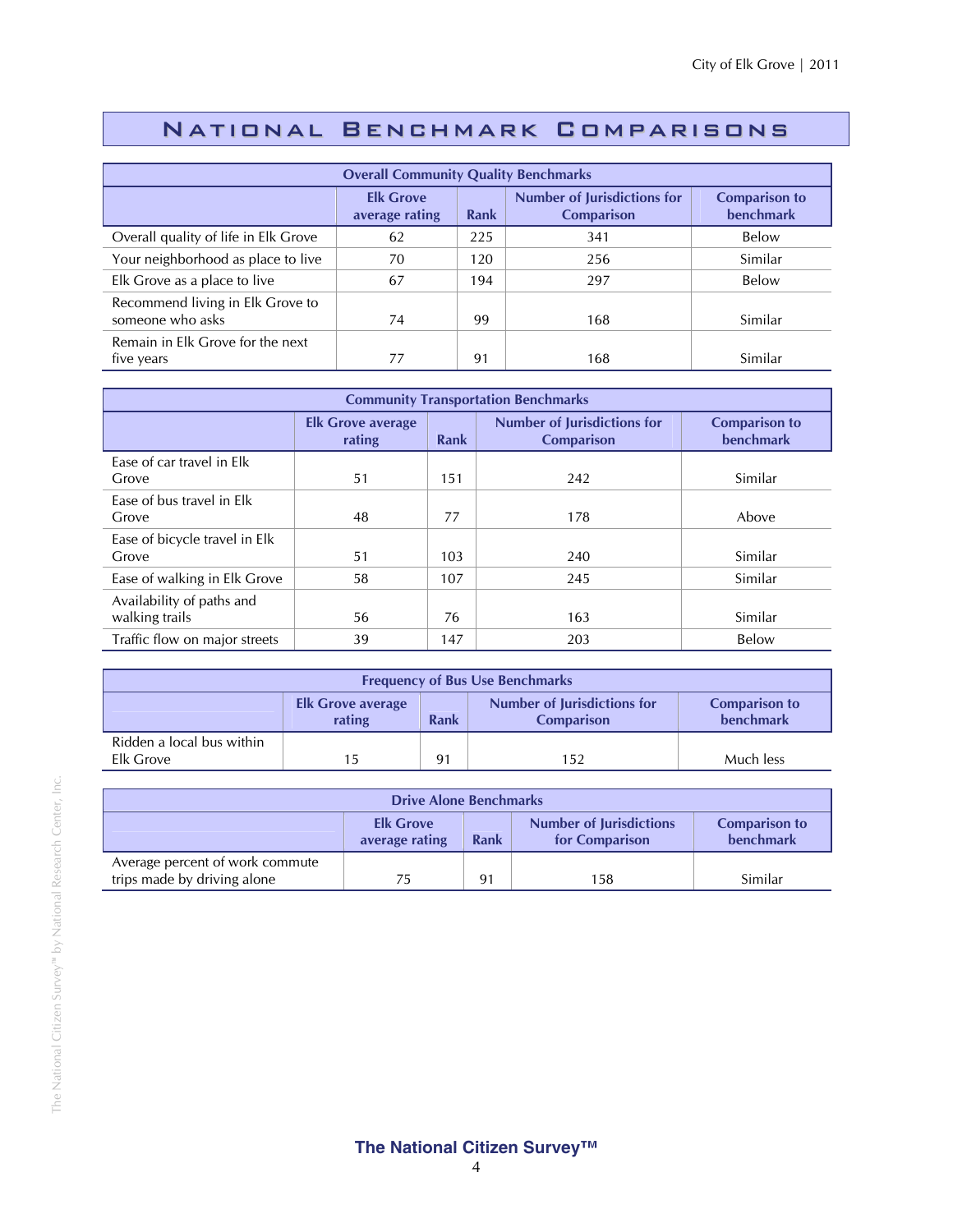# National Benchmark Comparisons

| Overall Community Quality Benchmarks | | | | |
|---|---|---|---|---|
| | Elk Grove average rating | Rank | Number of Jurisdictions for Comparison | Comparison to benchmark |
| Overall quality of life in Elk Grove | 62 | 225 | 341 | Below |
| Your neighborhood as place to live | 70 | 120 | 256 | Similar |
| Elk Grove as a place to live | 67 | 194 | 297 | Below |
| Recommend living in Elk Grove to someone who asks | 74 | 99 | 168 | Similar |
| Remain in Elk Grove for the next five years | 77 | 91 | 168 | Similar |

| Community Transportation Benchmarks | | | | |
|---|---|---|---|---|
| | Elk Grove average rating | Rank | Number of Jurisdictions for Comparison | Comparison to benchmark |
| Ease of car travel in Elk Grove | 51 | 151 | 242 | Similar |
| Ease of bus travel in Elk Grove | 48 | 77 | 178 | Above |
| Ease of bicycle travel in Elk Grove | 51 | 103 | 240 | Similar |
| Ease of walking in Elk Grove | 58 | 107 | 245 | Similar |
| Availability of paths and walking trails | 56 | 76 | 163 | Similar |
| Traffic flow on major streets | 39 | 147 | 203 | Below |

| Frequency of Bus Use Benchmarks | | | | |
|---|---|---|---|---|
| | Elk Grove average rating | Rank | Number of Jurisdictions for Comparison | Comparison to benchmark |
| Ridden a local bus within Elk Grove | 15 | 91 | 152 | Much less |

| Drive Alone Benchmarks | | | | |
|---|---|---|---|---|
| | Elk Grove average rating | Rank | Number of Jurisdictions for Comparison | Comparison to benchmark |
| Average percent of work commute trips made by driving alone | 75 | 91 | 158 | Similar |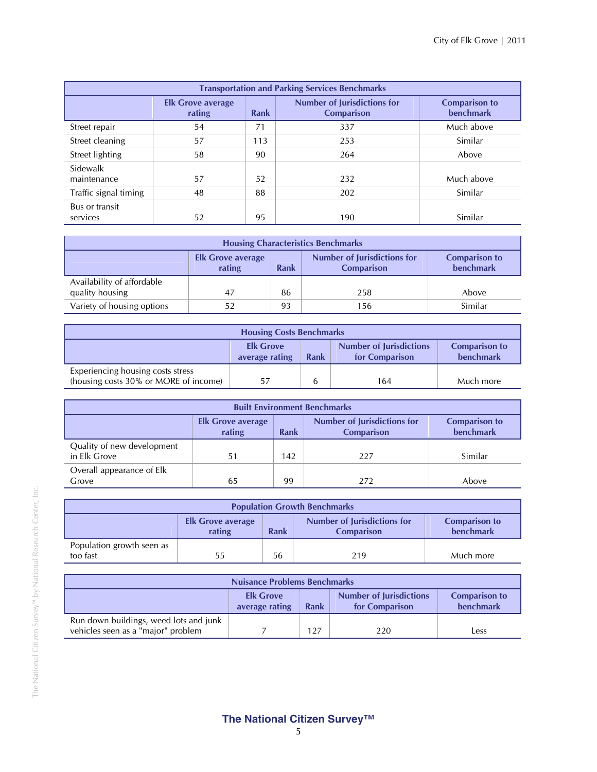| Transportation and Parking Services Benchmarks | | | | |
|---|---|---|---|---|
| | Elk Grove average rating | Rank | Number of Jurisdictions for Comparison | Comparison to benchmark |
| Street repair | 54 | 71 | 337 | Much above |
| Street cleaning | 57 | 113 | 253 | Similar |
| Street lighting | 58 | 90 | 264 | Above |
| Sidewalk maintenance | 57 | 52 | 232 | Much above |
| Traffic signal timing | 48 | 88 | 202 | Similar |
| Bus or transit services | 52 | 95 | 190 | Similar |

| Housing Characteristics Benchmarks | | | | |
|---|---|---|---|---|
| | Elk Grove average rating | Rank | Number of Jurisdictions for Comparison | Comparison to benchmark |
| Availability of affordable quality housing | 47 | 86 | 258 | Above |
| Variety of housing options | 52 | 93 | 156 | Similar |

| Housing Costs Benchmarks | | | | |
|---|---|---|---|---|
| | Elk Grove average rating | Rank | Number of Jurisdictions for Comparison | Comparison to benchmark |
| Experiencing housing costs stress (housing costs 30% or MORE of income) | 57 | 6 | 164 | Much more |

| Built Environment Benchmarks | | | | |
|---|---|---|---|---|
| | Elk Grove average rating | Rank | Number of Jurisdictions for Comparison | Comparison to benchmark |
| Quality of new development in Elk Grove | 51 | 142 | 227 | Similar |
| Overall appearance of Elk Grove | 65 | 99 | 272 | Above |

| Population Growth Benchmarks | | | | |
|---|---|---|---|---|
| | Elk Grove average rating | Rank | Number of Jurisdictions for Comparison | Comparison to benchmark |
| Population growth seen as too fast | 55 | 56 | 219 | Much more |

| Nuisance Problems Benchmarks | | | | |
|---|---|---|---|---|
| | Elk Grove average rating | Rank | Number of Jurisdictions for Comparison | Comparison to benchmark |
| Run down buildings, weed lots and junk vehicles seen as a "major" problem | 7 | 127 | 220 | Less |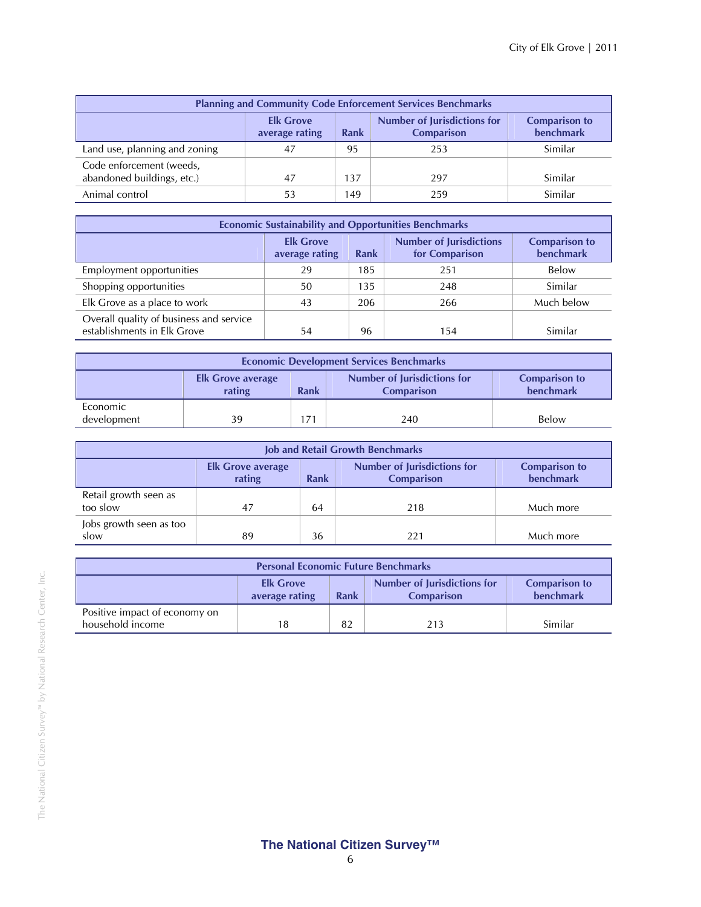| Planning and Community Code Enforcement Services Benchmarks | | | | |
|---|---|---|---|---|
| | Elk Grove average rating | Rank | Number of Jurisdictions for Comparison | Comparison to benchmark |
| Land use, planning and zoning | 47 | 95 | 253 | Similar |
| Code enforcement (weeds, abandoned buildings, etc.) | 47 | 137 | 297 | Similar |
| Animal control | 53 | 149 | 259 | Similar |

| Economic Sustainability and Opportunities Benchmarks | | | | |
|---|---|---|---|---|
| | Elk Grove average rating | Rank | Number of Jurisdictions for Comparison | Comparison to benchmark |
| Employment opportunities | 29 | 185 | 251 | Below |
| Shopping opportunities | 50 | 135 | 248 | Similar |
| Elk Grove as a place to work | 43 | 206 | 266 | Much below |
| Overall quality of business and service establishments in Elk Grove | 54 | 96 | 154 | Similar |

| Economic Development Services Benchmarks | | | | |
|---|---|---|---|---|
| | Elk Grove average rating | Rank | Number of Jurisdictions for Comparison | Comparison to benchmark |
| Economic development | 39 | 171 | 240 | Below |

| Job and Retail Growth Benchmarks | | | | |
|---|---|---|---|---|
| | Elk Grove average rating | Rank | Number of Jurisdictions for Comparison | Comparison to benchmark |
| Retail growth seen as too slow | 47 | 64 | 218 | Much more |
| Jobs growth seen as too slow | 89 | 36 | 221 | Much more |

| Personal Economic Future Benchmarks | | | | |
|---|---|---|---|---|
| | Elk Grove average rating | Rank | Number of Jurisdictions for Comparison | Comparison to benchmark |
| Positive impact of economy on household income | 18 | 82 | 213 | Similar |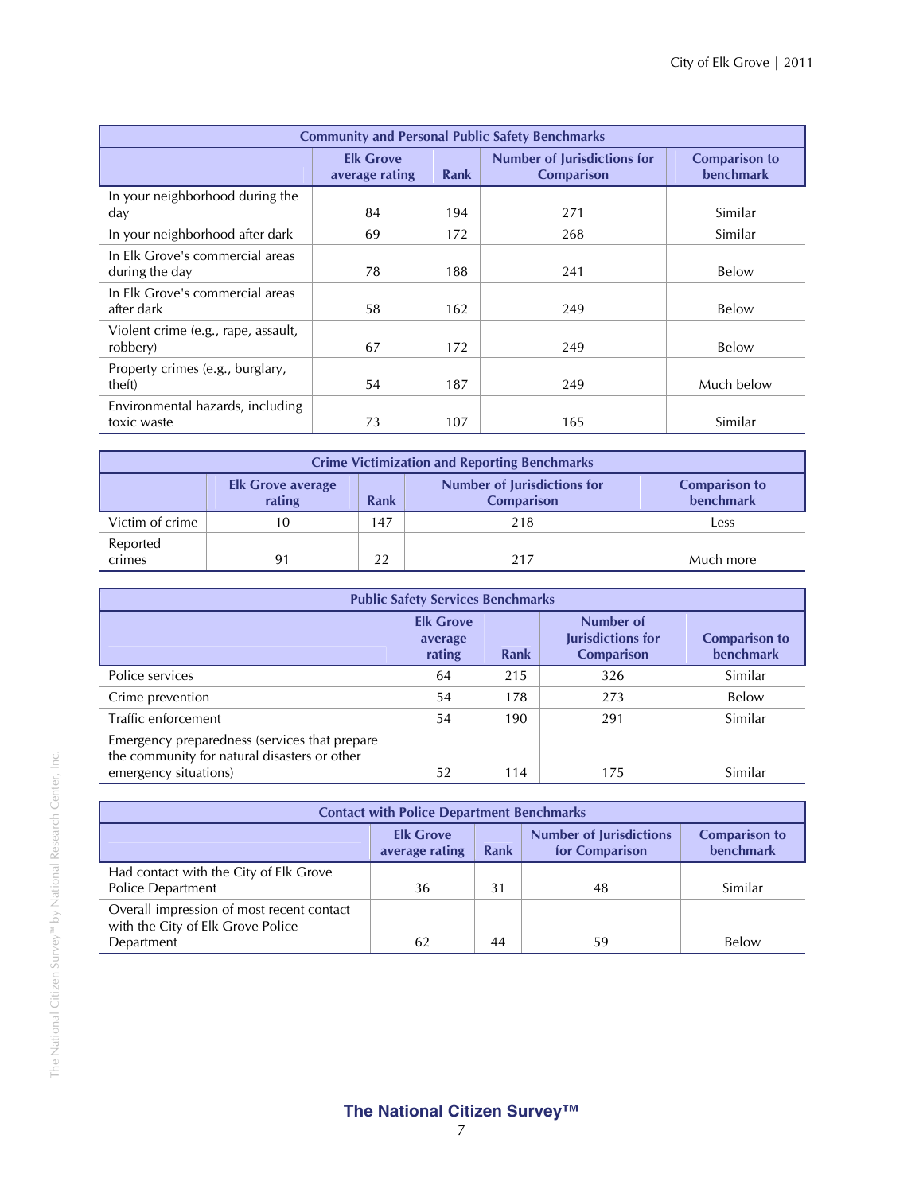| Community and Personal Public Safety Benchmarks | | | | |
|---|---|---|---|---|
| | Elk Grove average rating | Rank | Number of Jurisdictions for Comparison | Comparison to benchmark |
| In your neighborhood during the day | 84 | 194 | 271 | Similar |
| In your neighborhood after dark | 69 | 172 | 268 | Similar |
| In Elk Grove's commercial areas during the day | 78 | 188 | 241 | Below |
| In Elk Grove's commercial areas after dark | 58 | 162 | 249 | Below |
| Violent crime (e.g., rape, assault, robbery) | 67 | 172 | 249 | Below |
| Property crimes (e.g., burglary, theft) | 54 | 187 | 249 | Much below |
| Environmental hazards, including toxic waste | 73 | 107 | 165 | Similar |

| Crime Victimization and Reporting Benchmarks | | | | |
|---|---|---|---|---|
| | Elk Grove average rating | Rank | Number of Jurisdictions for Comparison | Comparison to benchmark |
| Victim of crime | 10 | 147 | 218 | Less |
| Reported crimes | 91 | 22 | 217 | Much more |

| Public Safety Services Benchmarks | | | | |
|---|---|---|---|---|
| | Elk Grove average rating | Rank | Number of Jurisdictions for Comparison | Comparison to benchmark |
| Police services | 64 | 215 | 326 | Similar |
| Crime prevention | 54 | 178 | 273 | Below |
| Traffic enforcement | 54 | 190 | 291 | Similar |
| Emergency preparedness (services that prepare the community for natural disasters or other emergency situations) | 52 | 114 | 175 | Similar |

| Contact with Police Department Benchmarks | | | | |
|---|---|---|---|---|
| | Elk Grove average rating | Rank | Number of Jurisdictions for Comparison | Comparison to benchmark |
| Had contact with the City of Elk Grove Police Department | 36 | 31 | 48 | Similar |
| Overall impression of most recent contact with the City of Elk Grove Police Department | 62 | 44 | 59 | Below |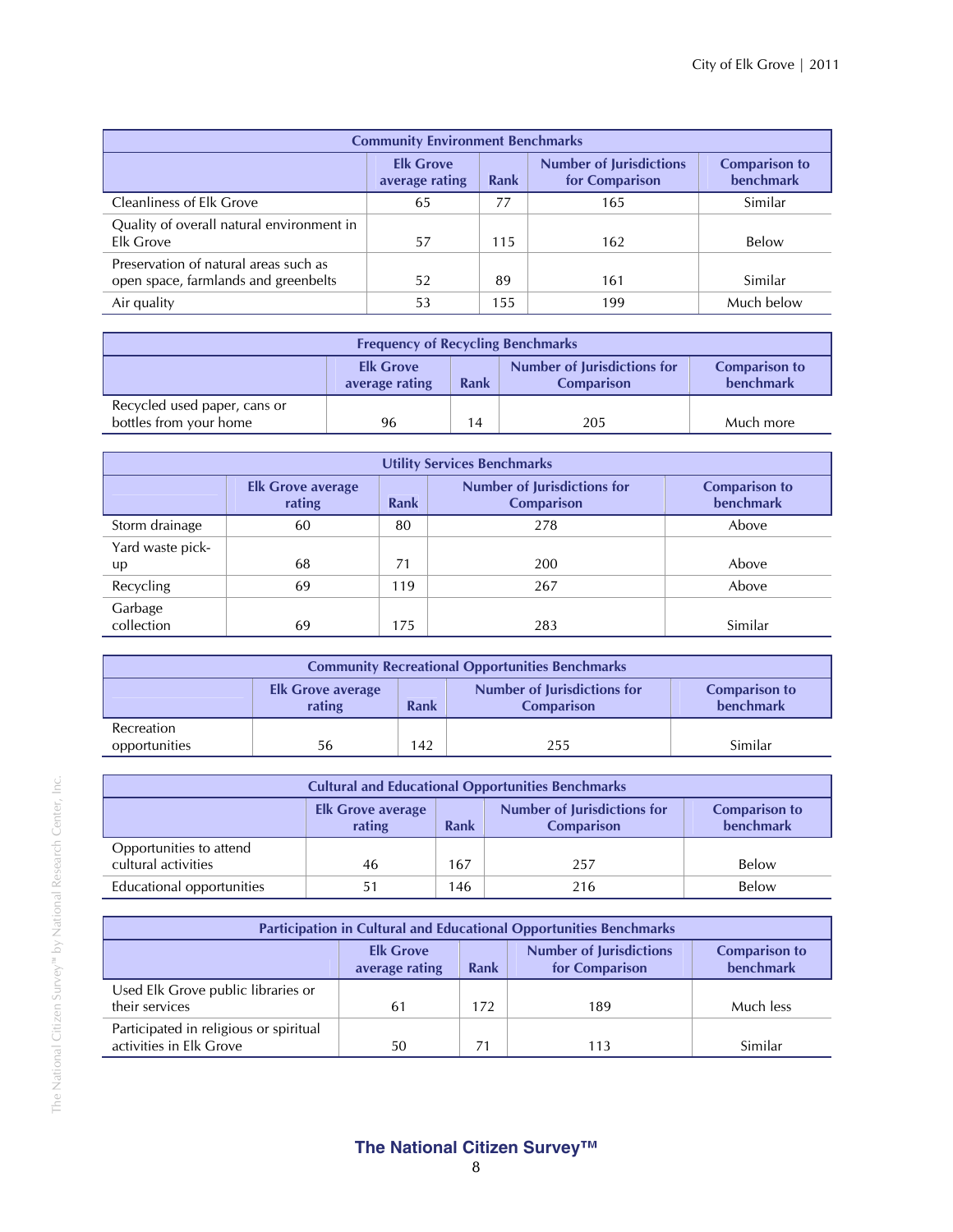| Community Environment Benchmarks | | | | |
|---|---|---|---|---|
| | Elk Grove average rating | Rank | Number of Jurisdictions for Comparison | Comparison to benchmark |
| Cleanliness of Elk Grove | 65 | 77 | 165 | Similar |
| Quality of overall natural environment in Elk Grove | 57 | 115 | 162 | Below |
| Preservation of natural areas such as open space, farmlands and greenbelts | 52 | 89 | 161 | Similar |
| Air quality | 53 | 155 | 199 | Much below |

| Frequency of Recycling Benchmarks | | | | |
|---|---|---|---|---|
| | Elk Grove average rating | Rank | Number of Jurisdictions for Comparison | Comparison to benchmark |
| Recycled used paper, cans or bottles from your home | 96 | 14 | 205 | Much more |

| Utility Services Benchmarks | | | | |
|---|---|---|---|---|
| | Elk Grove average rating | Rank | Number of Jurisdictions for Comparison | Comparison to benchmark |
| Storm drainage | 60 | 80 | 278 | Above |
| Yard waste pick-up | 68 | 71 | 200 | Above |
| Recycling | 69 | 119 | 267 | Above |
| Garbage collection | 69 | 175 | 283 | Similar |

| Community Recreational Opportunities Benchmarks | | | | |
|---|---|---|---|---|
| | Elk Grove average rating | Rank | Number of Jurisdictions for Comparison | Comparison to benchmark |
| Recreation opportunities | 56 | 142 | 255 | Similar |

| Cultural and Educational Opportunities Benchmarks | | | | |
|---|---|---|---|---|
| | Elk Grove average rating | Rank | Number of Jurisdictions for Comparison | Comparison to benchmark |
| Opportunities to attend cultural activities | 46 | 167 | 257 | Below |
| Educational opportunities | 51 | 146 | 216 | Below |

| Participation in Cultural and Educational Opportunities Benchmarks | | | | |
|---|---|---|---|---|
| | Elk Grove average rating | Rank | Number of Jurisdictions for Comparison | Comparison to benchmark |
| Used Elk Grove public libraries or their services | 61 | 172 | 189 | Much less |
| Participated in religious or spiritual activities in Elk Grove | 50 | 71 | 113 | Similar |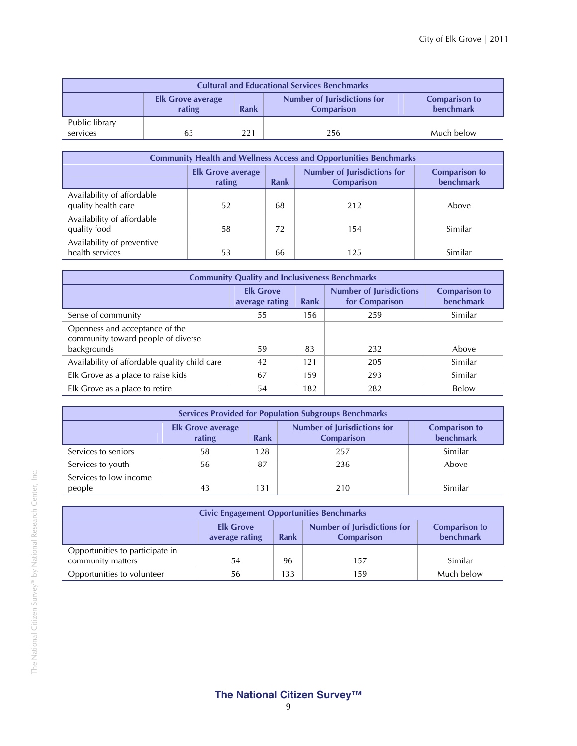| Cultural and Educational Services Benchmarks | | | | |
|---|---|---|---|---|
| | Elk Grove average rating | Rank | Number of Jurisdictions for Comparison | Comparison to benchmark |
| Public library services | 63 | 221 | 256 | Much below |

| Community Health and Wellness Access and Opportunities Benchmarks | | | | |
|---|---|---|---|---|
| | Elk Grove average rating | Rank | Number of Jurisdictions for Comparison | Comparison to benchmark |
| Availability of affordable quality health care | 52 | 68 | 212 | Above |
| Availability of affordable quality food | 58 | 72 | 154 | Similar |
| Availability of preventive health services | 53 | 66 | 125 | Similar |

| Community Quality and Inclusiveness Benchmarks | | | | |
|---|---|---|---|---|
| | Elk Grove average rating | Rank | Number of Jurisdictions for Comparison | Comparison to benchmark |
| Sense of community | 55 | 156 | 259 | Similar |
| Openness and acceptance of the community toward people of diverse backgrounds | 59 | 83 | 232 | Above |
| Availability of affordable quality child care | 42 | 121 | 205 | Similar |
| Elk Grove as a place to raise kids | 67 | 159 | 293 | Similar |
| Elk Grove as a place to retire | 54 | 182 | 282 | Below |

| Services Provided for Population Subgroups Benchmarks | | | | |
|---|---|---|---|---|
| | Elk Grove average rating | Rank | Number of Jurisdictions for Comparison | Comparison to benchmark |
| Services to seniors | 58 | 128 | 257 | Similar |
| Services to youth | 56 | 87 | 236 | Above |
| Services to low income people | 43 | 131 | 210 | Similar |

| Civic Engagement Opportunities Benchmarks | | | | |
|---|---|---|---|---|
| | Elk Grove average rating | Rank | Number of Jurisdictions for Comparison | Comparison to benchmark |
| Opportunities to participate in community matters | 54 | 96 | 157 | Similar |
| Opportunities to volunteer | 56 | 133 | 159 | Much below |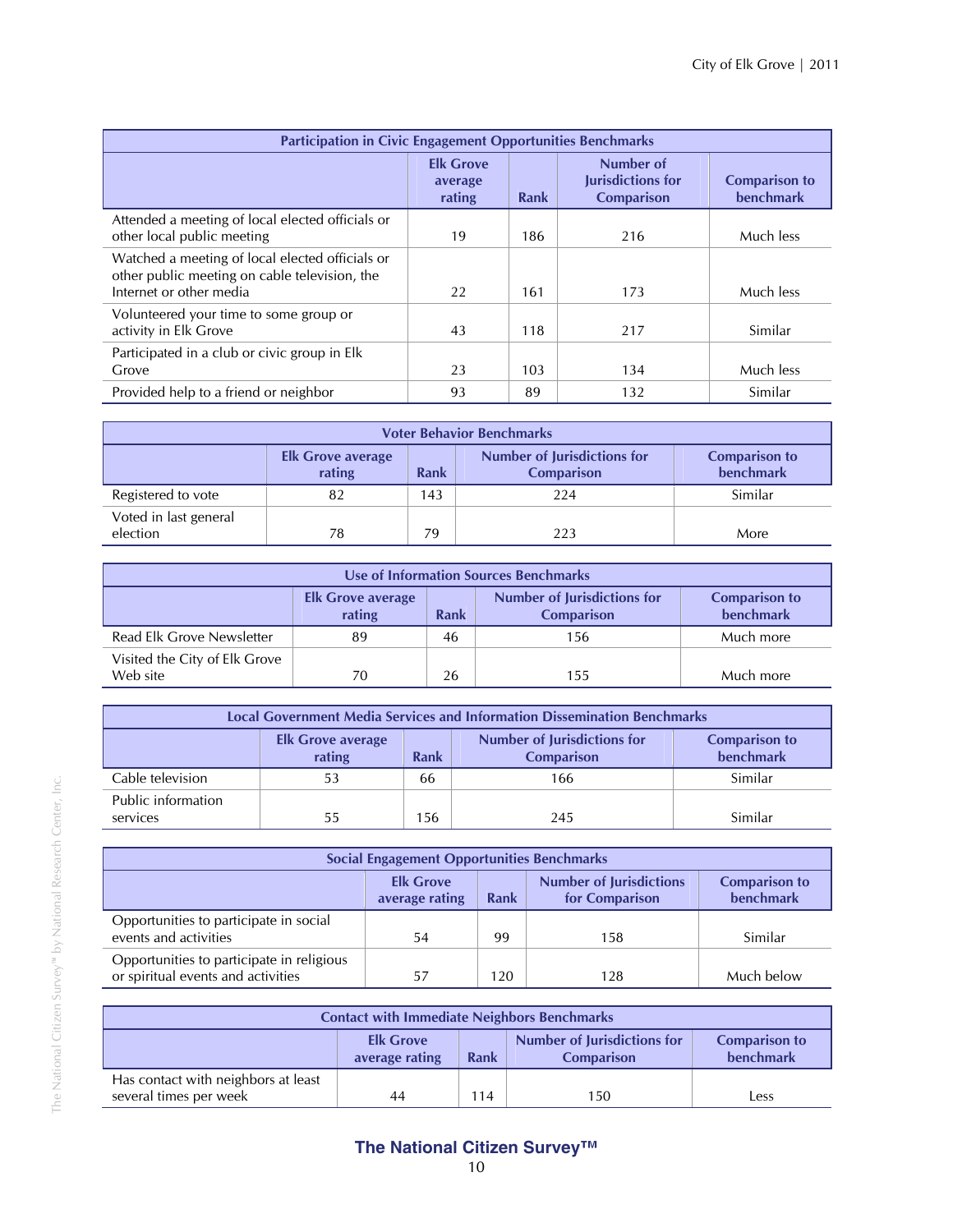| Participation in Civic Engagement Opportunities Benchmarks | | | | |
|---|---|---|---|---|
| | Elk Grove average rating | Rank | Number of Jurisdictions for Comparison | Comparison to benchmark |
| Attended a meeting of local elected officials or other local public meeting | 19 | 186 | 216 | Much less |
| Watched a meeting of local elected officials or other public meeting on cable television, the Internet or other media | 22 | 161 | 173 | Much less |
| Volunteered your time to some group or activity in Elk Grove | 43 | 118 | 217 | Similar |
| Participated in a club or civic group in Elk Grove | 23 | 103 | 134 | Much less |
| Provided help to a friend or neighbor | 93 | 89 | 132 | Similar |

| Voter Behavior Benchmarks | | | | |
|---|---|---|---|---|
| | Elk Grove average rating | Rank | Number of Jurisdictions for Comparison | Comparison to benchmark |
| Registered to vote | 82 | 143 | 224 | Similar |
| Voted in last general election | 78 | 79 | 223 | More |

| Use of Information Sources Benchmarks | | | | |
|---|---|---|---|---|
| | Elk Grove average rating | Rank | Number of Jurisdictions for Comparison | Comparison to benchmark |
| Read Elk Grove Newsletter | 89 | 46 | 156 | Much more |
| Visited the City of Elk Grove Web site | 70 | 26 | 155 | Much more |

| Local Government Media Services and Information Dissemination Benchmarks | | | | |
|---|---|---|---|---|
| | Elk Grove average rating | Rank | Number of Jurisdictions for Comparison | Comparison to benchmark |
| Cable television | 53 | 66 | 166 | Similar |
| Public information services | 55 | 156 | 245 | Similar |

| Social Engagement Opportunities Benchmarks | | | | |
|---|---|---|---|---|
| | Elk Grove average rating | Rank | Number of Jurisdictions for Comparison | Comparison to benchmark |
| Opportunities to participate in social events and activities | 54 | 99 | 158 | Similar |
| Opportunities to participate in religious or spiritual events and activities | 57 | 120 | 128 | Much below |

| Contact with Immediate Neighbors Benchmarks | | | | |
|---|---|---|---|---|
| | Elk Grove average rating | Rank | Number of Jurisdictions for Comparison | Comparison to benchmark |
| Has contact with neighbors at least several times per week | 44 | 114 | 150 | Less |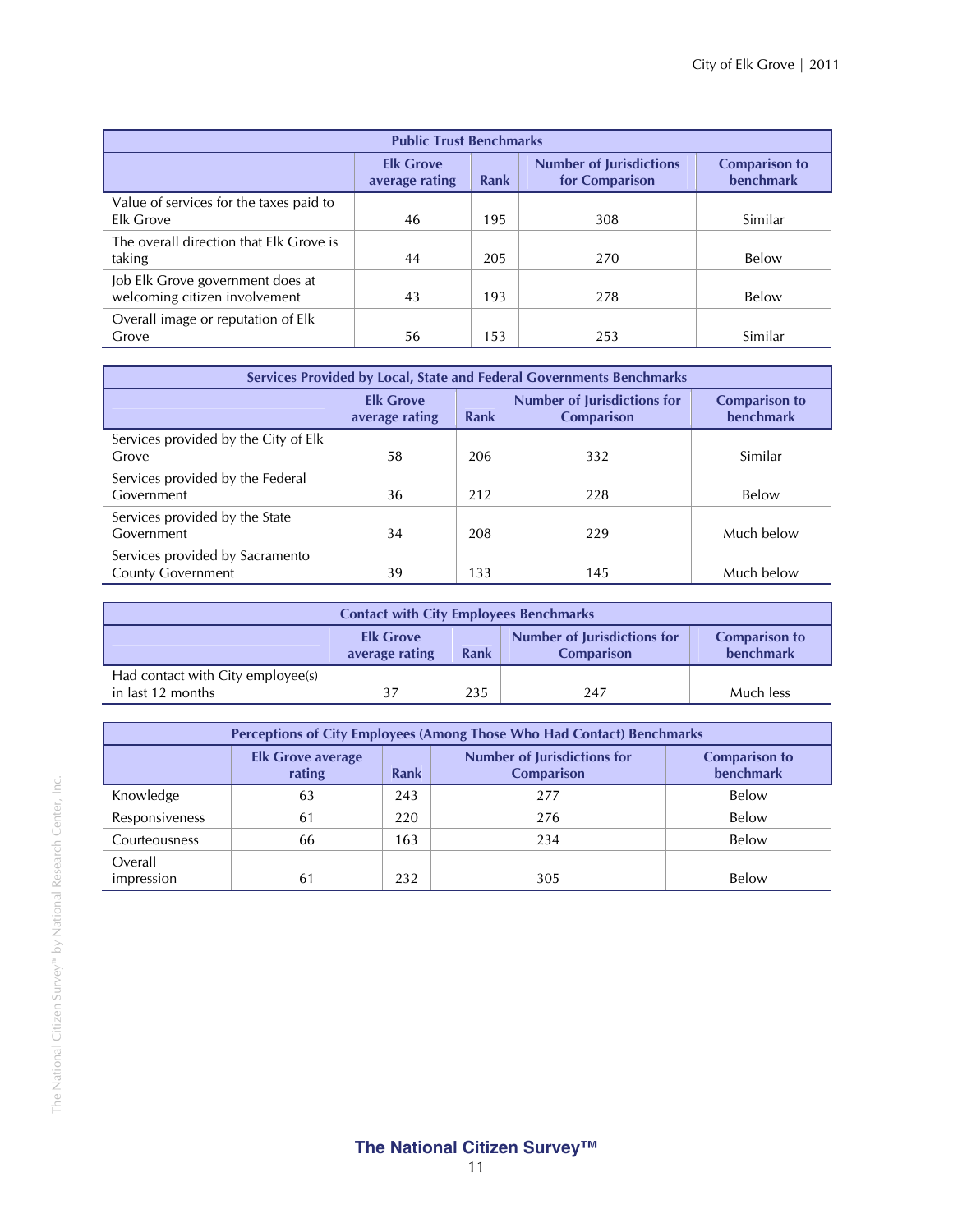| Public Trust Benchmarks | | | | |
|---|---|---|---|---|
| | Elk Grove average rating | Rank | Number of Jurisdictions for Comparison | Comparison to benchmark |
| Value of services for the taxes paid to Elk Grove | 46 | 195 | 308 | Similar |
| The overall direction that Elk Grove is taking | 44 | 205 | 270 | Below |
| Job Elk Grove government does at welcoming citizen involvement | 43 | 193 | 278 | Below |
| Overall image or reputation of Elk Grove | 56 | 153 | 253 | Similar |

| Services Provided by Local, State and Federal Governments Benchmarks | | | | |
|---|---|---|---|---|
| | Elk Grove average rating | Rank | Number of Jurisdictions for Comparison | Comparison to benchmark |
| Services provided by the City of Elk Grove | 58 | 206 | 332 | Similar |
| Services provided by the Federal Government | 36 | 212 | 228 | Below |
| Services provided by the State Government | 34 | 208 | 229 | Much below |
| Services provided by Sacramento County Government | 39 | 133 | 145 | Much below |

| Contact with City Employees Benchmarks | | | | |
|---|---|---|---|---|
| | Elk Grove average rating | Rank | Number of Jurisdictions for Comparison | Comparison to benchmark |
| Had contact with City employee(s) in last 12 months | 37 | 235 | 247 | Much less |

| Perceptions of City Employees (Among Those Who Had Contact) Benchmarks | | | | |
|---|---|---|---|---|
| | Elk Grove average rating | Rank | Number of Jurisdictions for Comparison | Comparison to benchmark |
| Knowledge | 63 | 243 | 277 | Below |
| Responsiveness | 61 | 220 | 276 | Below |
| Courteousness | 66 | 163 | 234 | Below |
| Overall impression | 61 | 232 | 305 | Below |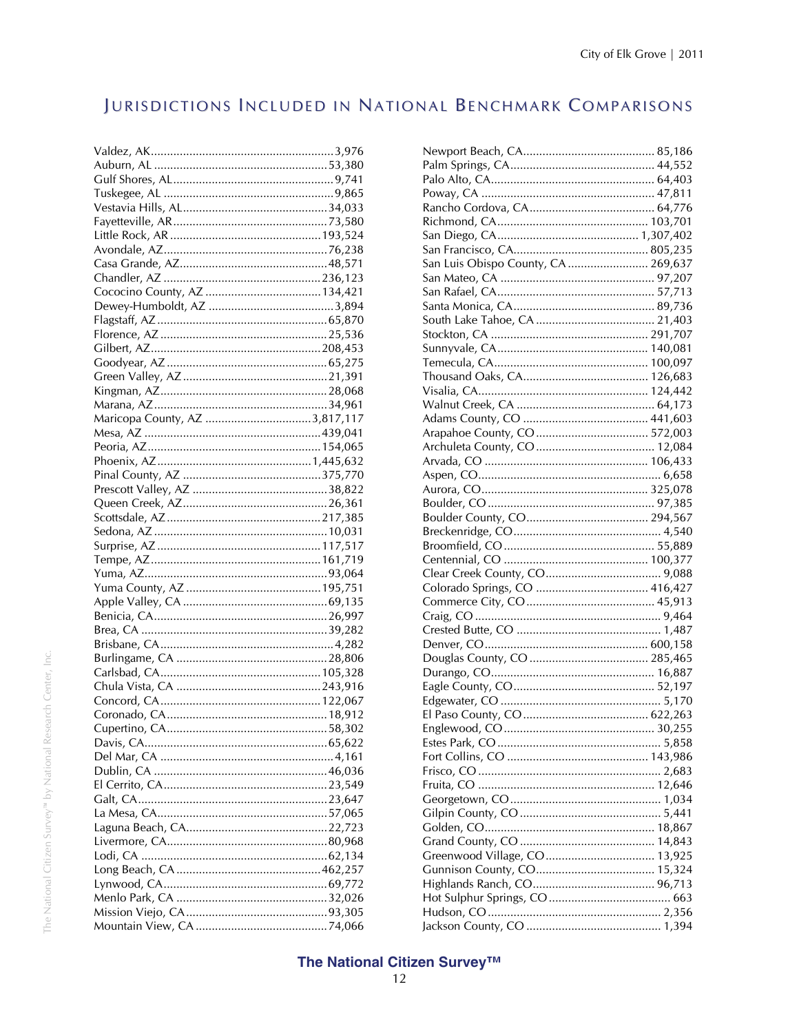## Jurisdictions Included in National Benchmark Comparisons

Valdez, AK......3,976
Auburn, AL......53,380
Gulf Shores, AL......9,741
Tuskegee, AL......9,865
Vestavia Hills, AL......34,033
Fayetteville, AR......73,580
Little Rock, AR......193,524
Avondale, AZ......76,238
Casa Grande, AZ......48,571
Chandler, AZ......236,123
Cococino County, AZ......134,421
Dewey-Humboldt, AZ......3,894
Flagstaff, AZ......65,870
Florence, AZ......25,536
Gilbert, AZ......208,453
Goodyear, AZ......65,275
Green Valley, AZ......21,391
Kingman, AZ......28,068
Marana, AZ......34,961
Maricopa County, AZ......3,817,117
Mesa, AZ......439,041
Peoria, AZ......154,065
Phoenix, AZ......1,445,632
Pinal County, AZ......375,770
Prescott Valley, AZ......38,822
Queen Creek, AZ......26,361
Scottsdale, AZ......217,385
Sedona, AZ......10,031
Surprise, AZ......117,517
Tempe, AZ......161,719
Yuma, AZ......93,064
Yuma County, AZ......195,751
Apple Valley, CA......69,135
Benicia, CA......26,997
Brea, CA......39,282
Brisbane, CA......4,282
Burlingame, CA......28,806
Carlsbad, CA......105,328
Chula Vista, CA......243,916
Concord, CA......122,067
Coronado, CA......18,912
Cupertino, CA......58,302
Davis, CA......65,622
Del Mar, CA......4,161
Dublin, CA......46,036
El Cerrito, CA......23,549
Galt, CA......23,647
La Mesa, CA......57,065
Laguna Beach, CA......22,723
Livermore, CA......80,968
Lodi, CA......62,134
Long Beach, CA......462,257
Lynwood, CA......69,772
Menlo Park, CA......32,026
Mission Viejo, CA......93,305
Mountain View, CA......74,066
Newport Beach, CA......85,186
Palm Springs, CA......44,552
Palo Alto, CA......64,403
Poway, CA......47,811
Rancho Cordova, CA......64,776
Richmond, CA......103,701
San Diego, CA......1,307,402
San Francisco, CA......805,235
San Luis Obispo County, CA......269,637
San Mateo, CA......97,207
San Rafael, CA......57,713
Santa Monica, CA......89,736
South Lake Tahoe, CA......21,403
Stockton, CA......291,707
Sunnyvale, CA......140,081
Temecula, CA......100,097
Thousand Oaks, CA......126,683
Visalia, CA......124,442
Walnut Creek, CA......64,173
Adams County, CO......441,603
Arapahoe County, CO......572,003
Archuleta County, CO......12,084
Arvada, CO......106,433
Aspen, CO......6,658
Aurora, CO......325,078
Boulder, CO......97,385
Boulder County, CO......294,567
Breckenridge, CO......4,540
Broomfield, CO......55,889
Centennial, CO......100,377
Clear Creek County, CO......9,088
Colorado Springs, CO......416,427
Commerce City, CO......45,913
Craig, CO......9,464
Crested Butte, CO......1,487
Denver, CO......600,158
Douglas County, CO......285,465
Durango, CO......16,887
Eagle County, CO......52,197
Edgewater, CO......5,170
El Paso County, CO......622,263
Englewood, CO......30,255
Estes Park, CO......5,858
Fort Collins, CO......143,986
Frisco, CO......2,683
Fruita, CO......12,646
Georgetown, CO......1,034
Gilpin County, CO......5,441
Golden, CO......18,867
Grand County, CO......14,843
Greenwood Village, CO......13,925
Gunnison County, CO......15,324
Highlands Ranch, CO......96,713
Hot Sulphur Springs, CO......663
Hudson, CO......2,356
Jackson County, CO......1,394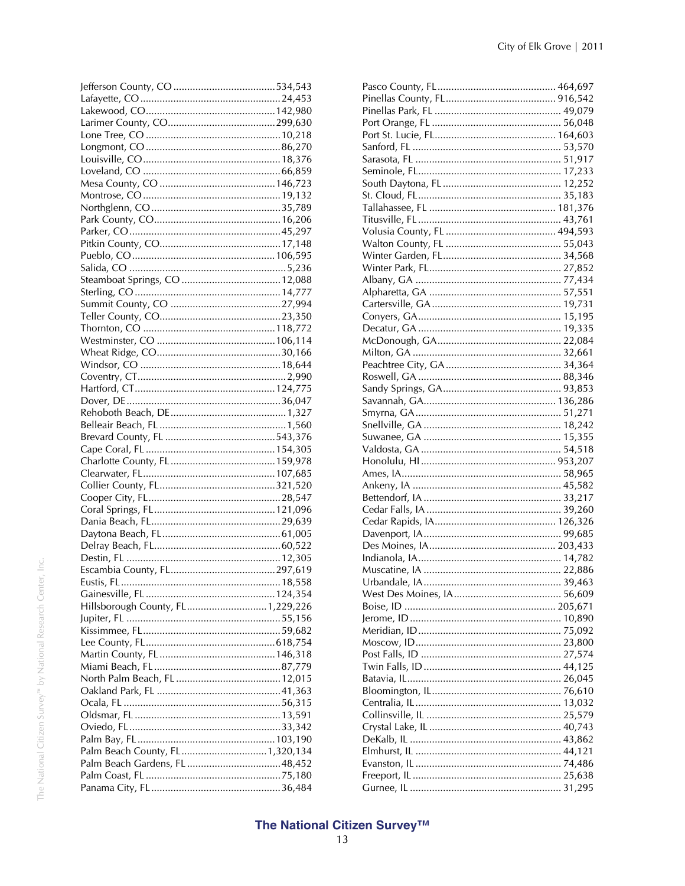Jefferson County, CO .....................................534,543
Lafayette, CO ..................................................24,453
Lakewood, CO...............................................142,980
Larimer County, CO.......................................299,630
Lone Tree, CO .................................................10,218
Longmont, CO ................................................86,270
Louisville, CO .................................................18,376
Loveland, CO ..................................................66,859
Mesa County, CO ..........................................146,723
Montrose, CO ..................................................19,132
Northglenn, CO ...............................................35,789
Park County, CO..............................................16,206
Parker, CO .......................................................45,297
Pitkin County, CO............................................17,148
Pueblo, CO ....................................................106,595
Salida, CO .........................................................5,236
Steamboat Springs, CO ....................................12,088
Sterling, CO .....................................................14,777
Summit County, CO ........................................27,994
Teller County, CO............................................23,350
Thornton, CO ................................................118,772
Westminster, CO ...........................................106,114
Wheat Ridge, CO.............................................30,166
Windsor, CO ...................................................18,644
Coventry, CT......................................................2,990
Hartford, CT...................................................124,775
Dover, DE ........................................................36,047
Rehoboth Beach, DE..........................................1,327
Belleair Beach, FL ..............................................1,560
Brevard County, FL ........................................543,376
Cape Coral, FL ...............................................154,305
Charlotte County, FL ......................................159,978
Clearwater, FL................................................107,685
Collier County, FL...........................................321,520
Cooper City, FL................................................28,547
Coral Springs, FL............................................121,096
Dania Beach, FL...............................................29,639
Daytona Beach, FL...........................................61,005
Delray Beach, FL..............................................60,522
Destin, FL ........................................................12,305
Escambia County, FL......................................297,619
Eustis, FL ..........................................................18,558
Gainesville, FL ...............................................124,354
Hillsborough County, FL.............................1,229,226
Jupiter, FL ........................................................55,156
Kissimmee, FL..................................................59,682
Lee County, FL...............................................618,754
Martin County, FL ..........................................146,318
Miami Beach, FL..............................................87,779
North Palm Beach, FL ......................................12,015
Oakland Park, FL .............................................41,363
Ocala, FL .........................................................56,315
Oldsmar, FL .....................................................13,591
Oviedo, FL.......................................................33,342
Palm Bay, FL ..................................................103,190
Palm Beach County, FL...............................1,320,134
Palm Beach Gardens, FL ..................................48,452
Palm Coast, FL .................................................75,180
Panama City, FL ...............................................36,484
Pasco County, FL........................................... 464,697
Pinellas County, FL........................................ 916,542
Pinellas Park, FL ............................................. 49,079
Port Orange, FL .............................................. 56,048
Port St. Lucie, FL............................................ 164,603
Sanford, FL ..................................................... 53,570
Sarasota, FL .................................................... 51,917
Seminole, FL.................................................... 17,233
South Daytona, FL ........................................... 12,252
St. Cloud, FL.................................................... 35,183
Tallahassee, FL ............................................. 181,376
Titusville, FL .................................................... 43,761
Volusia County, FL ........................................ 494,593
Walton County, FL .......................................... 55,043
Winter Garden, FL........................................... 34,568
Winter Park, FL................................................ 27,852
Albany, GA ..................................................... 77,434
Alpharetta, GA ................................................ 57,551
Cartersville, GA ............................................... 19,731
Conyers, GA.................................................... 15,195
Decatur, GA .................................................... 19,335
McDonough, GA............................................. 22,084
Milton, GA ...................................................... 32,661
Peachtree City, GA.......................................... 34,364
Roswell, GA .................................................... 88,346
Sandy Springs, GA........................................... 93,853
Savannah, GA................................................ 136,286
Smyrna, GA..................................................... 51,271
Snellville, GA .................................................. 18,242
Suwanee, GA .................................................. 15,355
Valdosta, GA ................................................... 54,518
Honolulu, HI ................................................ 953,207
Ames, IA.......................................................... 58,965
Ankeny, IA ...................................................... 45,582
Bettendorf, IA ................................................. 33,217
Cedar Falls, IA ................................................. 39,260
Cedar Rapids, IA............................................ 126,326
Davenport, IA.................................................. 99,685
Des Moines, IA............................................... 203,433
Indianola, IA.................................................... 14,782
Muscatine, IA ................................................. 22,886
Urbandale, IA.................................................. 39,463
West Des Moines, IA....................................... 56,609
Boise, ID ....................................................... 205,671
Jerome, ID ...................................................... 10,890
Meridian, ID.................................................... 75,092
Moscow, ID..................................................... 23,800
Post Falls, ID ................................................... 27,574
Twin Falls, ID .................................................. 44,125
Batavia, IL........................................................ 26,045
Bloomington, IL............................................... 76,610
Centralia, IL..................................................... 13,032
Collinsville, IL ................................................. 25,579
Crystal Lake, IL ............................................... 40,743
DeKalb, IL ....................................................... 43,862
Elmhurst, IL ..................................................... 44,121
Evanston, IL ..................................................... 74,486
Freeport, IL ..................................................... 25,638
Gurnee, IL ....................................................... 31,295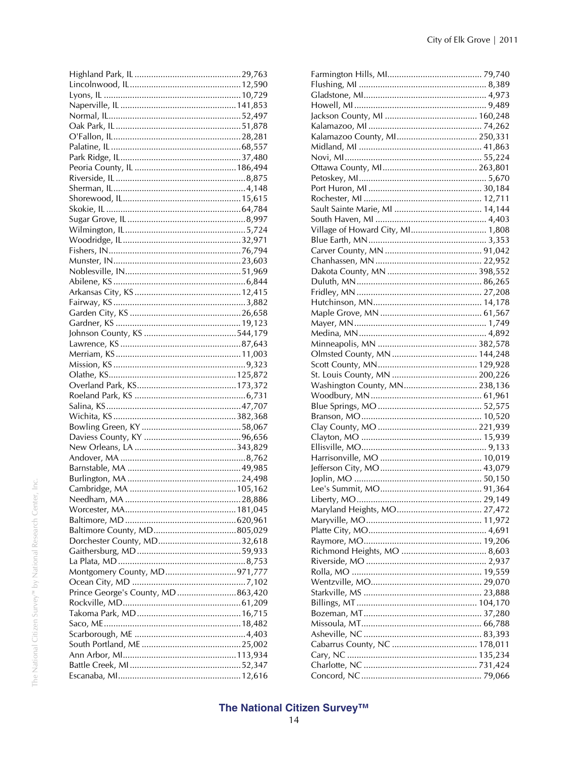Highland Park, IL ............................................29,763
Lincolnwood, IL..............................................12,590
Lyons, IL ..........................................................10,729
Naperville, IL ................................................141,853
Normal, IL........................................................52,497
Oak Park, IL ....................................................51,878
O'Fallon, IL......................................................28,281
Palatine, IL .......................................................68,557
Park Ridge, IL..................................................37,480
Peoria County, IL ...........................................186,494
Riverside, IL .......................................................8,875
Sherman, IL........................................................4,148
Shorewood, IL.................................................15,615
Skokie, IL .........................................................64,784
Sugar Grove, IL .................................................8,997
Wilmington, IL...................................................5,724
Woodridge, IL.................................................32,971
Fishers, IN........................................................76,794
Munster, IN......................................................23,603
Noblesville, IN.................................................51,969
Abilene, KS ........................................................6,844
Arkansas City, KS ............................................12,415
Fairway, KS ........................................................3,882
Garden City, KS ...............................................26,658
Gardner, KS .....................................................19,123
Johnson County, KS .......................................544,179
Lawrence, KS ..................................................87,643
Merriam, KS ....................................................11,003
Mission, KS ........................................................9,323
Olathe, KS......................................................125,872
Overland Park, KS..........................................173,372
Roeland Park, KS ...............................................6,731
Salina, KS .........................................................47,707
Wichita, KS ....................................................382,368
Bowling Green, KY ..........................................58,067
Daviess County, KY .........................................96,656
New Orleans, LA ...........................................343,829
Andover, MA .....................................................8,762
Barnstable, MA ...............................................49,985
Burlington, MA ................................................24,498
Cambridge, MA .............................................105,162
Needham, MA .................................................28,886
Worcester, MA...............................................181,045
Baltimore, MD ...............................................620,961
Baltimore County, MD...................................805,029
Dorchester County, MD..................................32,618
Gaithersburg, MD ............................................59,933
La Plata, MD .....................................................8,753
Montgomery County, MD.............................971,777
Ocean City, MD ................................................7,102
Prince George's County, MD .........................863,420
Rockville, MD.................................................61,209
Takoma Park, MD ............................................16,715
Saco, ME..........................................................18,482
Scarborough, ME ...............................................4,403
South Portland, ME ..........................................25,002
Ann Arbor, MI................................................113,934
Battle Creek, MI ...............................................52,347
Escanaba, MI...................................................12,616
Farmington Hills, MI........................................ 79,740
Flushing, MI ..................................................... 8,389
Gladstone, MI................................................... 4,973
Howell, MI ....................................................... 9,489
Jackson County, MI ....................................... 160,248
Kalamazoo, MI ................................................ 74,262
Kalamazoo County, MI.................................. 250,331
Midland, MI .................................................... 41,863
Novi, MI.......................................................... 55,224
Ottawa County, MI........................................ 263,801
Petoskey, MI..................................................... 5,670
Port Huron, MI ................................................ 30,184
Rochester, MI .................................................. 12,711
Sault Sainte Marie, MI ..................................... 14,144
South Haven, MI ............................................... 4,403
Village of Howard City, MI................................ 1,808
Blue Earth, MN.................................................. 3,353
Carver County, MN ......................................... 91,042
Chanhassen, MN ............................................. 22,952
Dakota County, MN ...................................... 398,552
Duluth, MN..................................................... 86,265
Fridley, MN ..................................................... 27,208
Hutchinson, MN.............................................. 14,178
Maple Grove, MN ........................................... 61,567
Mayer, MN........................................................ 1,749
Medina, MN...................................................... 4,892
Minneapolis, MN .......................................... 382,578
Olmsted County, MN .................................... 144,248
Scott County, MN.......................................... 129,928
St. Louis County, MN .................................... 200,226
Washington County, MN............................... 238,136
Woodbury, MN............................................... 61,961
Blue Springs, MO ............................................ 52,575
Branson, MO ................................................... 10,520
Clay County, MO .......................................... 221,939
Clayton, MO ................................................... 15,939
Ellisville, MO..................................................... 9,133
Harrisonville, MO ........................................... 10,019
Jefferson City, MO ........................................... 43,079
Joplin, MO ...................................................... 50,150
Lee's Summit, MO........................................... 91,364
Liberty, MO..................................................... 29,149
Maryland Heights, MO.................................... 27,472
Maryville, MO ................................................. 11,972
Platte City, MO.................................................. 4,691
Raymore, MO.................................................. 19,206
Richmond Heights, MO .................................... 8,603
Riverside, MO ................................................... 2,937
Rolla, MO ....................................................... 19,559
Wentzville, MO................................................ 29,070
Starkville, MS .................................................. 23,888
Billings, MT ................................................... 104,170
Bozeman, MT.................................................. 37,280
Missoula, MT................................................... 66,788
Asheville, NC .................................................. 83,393
Cabarrus County, NC .................................... 178,011
Cary, NC ....................................................... 135,234
Charlotte, NC ................................................ 731,424
Concord, NC ................................................... 79,066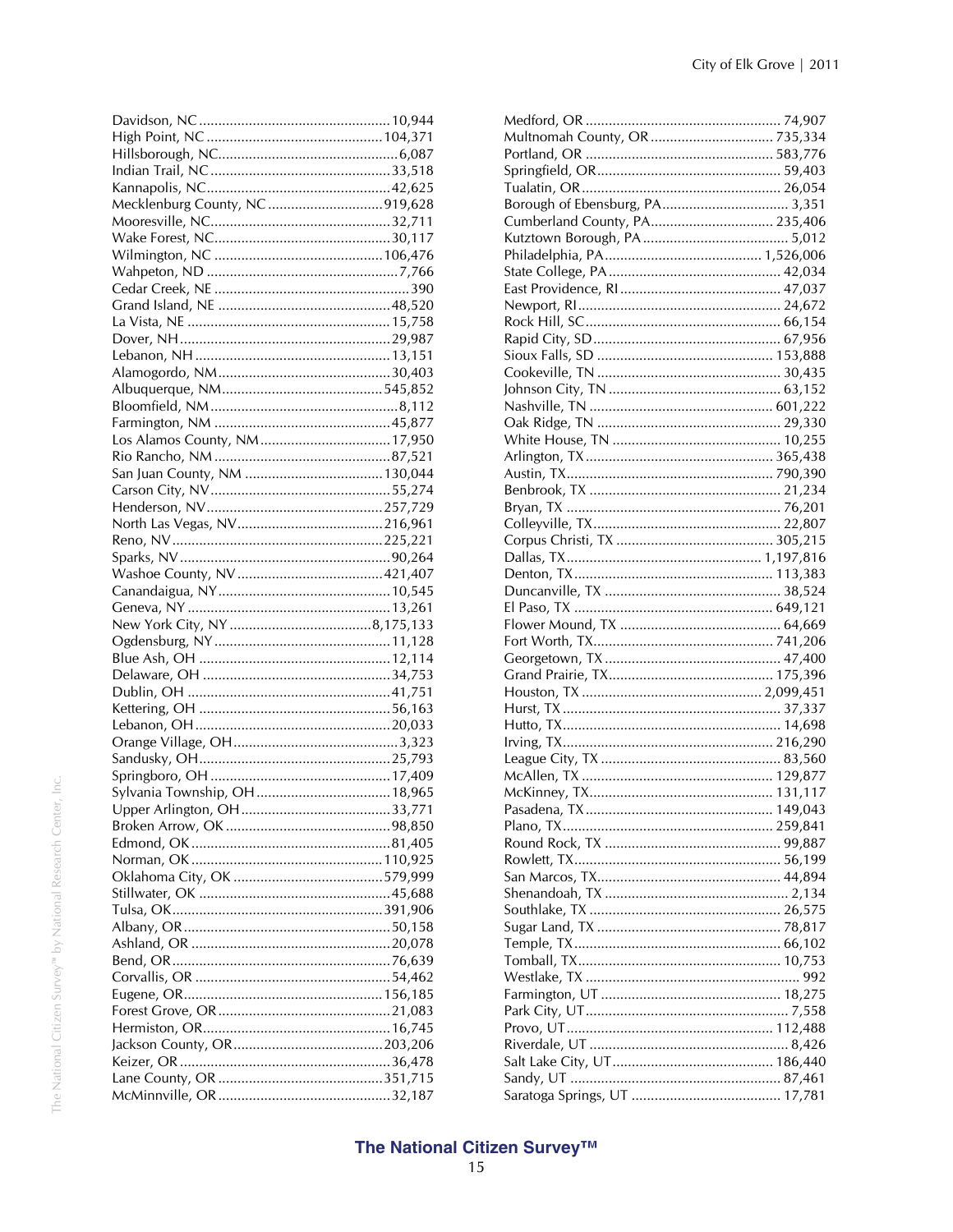Davidson, NC .................................................10,944
High Point, NC .............................................104,371
Hillsborough, NC..............................................6,087
Indian Trail, NC ..............................................33,518
Kannapolis, NC................................................42,625
Mecklenburg County, NC .............................919,628
Mooresville, NC...............................................32,711
Wake Forest, NC..............................................30,117
Wilmington, NC ............................................106,476
Wahpeton, ND ..................................................7,766
Cedar Creek, NE ..................................................390
Grand Island, NE .............................................48,520
La Vista, NE ....................................................15,758
Dover, NH .......................................................29,987
Lebanon, NH ..................................................13,151
Alamogordo, NM.............................................30,403
Albuquerque, NM..........................................545,852
Bloomfield, NM.................................................8,112
Farmington, NM .............................................45,877
Los Alamos County, NM..................................17,950
Rio Rancho, NM ..............................................87,521
San Juan County, NM ....................................130,044
Carson City, NV...............................................55,274
Henderson, NV.............................................257,729
North Las Vegas, NV......................................216,961
Reno, NV......................................................225,221
Sparks, NV.......................................................90,264
Washoe County, NV .....................................421,407
Canandaigua, NY.............................................10,545
Geneva, NY ....................................................13,261
New York City, NY .....................................8,175,133
Ogdensburg, NY..............................................11,128
Blue Ash, OH .................................................12,114
Delaware, OH .................................................34,753
Dublin, OH .....................................................41,751
Kettering, OH ..................................................56,163
Lebanon, OH ..................................................20,033
Orange Village, OH...........................................3,323
Sandusky, OH..................................................25,793
Springboro, OH ...............................................17,409
Sylvania Township, OH ...................................18,965
Upper Arlington, OH.......................................33,771
Broken Arrow, OK ...........................................98,850
Edmond, OK ....................................................81,405
Norman, OK ..................................................110,925
Oklahoma City, OK .......................................579,999
Stillwater, OK ..................................................45,688
Tulsa, OK.......................................................391,906
Albany, OR ......................................................50,158
Ashland, OR ....................................................20,078
Bend, OR.........................................................76,639
Corvallis, OR ..................................................54,462
Eugene, OR....................................................156,185
Forest Grove, OR.............................................21,083
Hermiston, OR.................................................16,745
Jackson County, OR.......................................203,206
Keizer, OR .......................................................36,478
Lane County, OR ...........................................351,715
McMinnville, OR .............................................32,187
Medford, OR ...................................................74,907
Multnomah County, OR ................................735,334
Portland, OR .................................................583,776
Springfield, OR................................................59,403
Tualatin, OR ....................................................26,054
Borough of Ebensburg, PA.................................3,351
Cumberland County, PA................................235,406
Kutztown Borough, PA ......................................5,012
Philadelphia, PA.........................................1,526,006
State College, PA .............................................42,034
East Providence, RI..........................................47,037
Newport, RI.....................................................24,672
Rock Hill, SC...................................................66,154
Rapid City, SD.................................................67,956
Sioux Falls, SD ..............................................153,888
Cookeville, TN ................................................30,435
Johnson City, TN ............................................63,152
Nashville, TN ................................................601,222
Oak Ridge, TN ................................................29,330
White House, TN ............................................10,255
Arlington, TX.................................................365,438
Austin, TX......................................................790,390
Benbrook, TX ..................................................21,234
Bryan, TX ........................................................76,201
Colleyville, TX.................................................22,807
Corpus Christi, TX .........................................305,215
Dallas, TX...................................................1,197,816
Denton, TX....................................................113,383
Duncanville, TX ..............................................38,524
El Paso, TX ....................................................649,121
Flower Mound, TX ..........................................64,669
Fort Worth, TX...............................................741,206
Georgetown, TX .............................................47,400
Grand Prairie, TX...........................................175,396
Houston, TX ...............................................2,099,451
Hurst, TX .........................................................37,337
Hutto, TX.........................................................14,698
Irving, TX.......................................................216,290
League City, TX ...............................................83,560
McAllen, TX ..................................................129,877
McKinney, TX................................................131,117
Pasadena, TX .................................................149,043
Plano, TX.......................................................259,841
Round Rock, TX ..............................................99,887
Rowlett, TX......................................................56,199
San Marcos, TX................................................44,894
Shenandoah, TX ................................................2,134
Southlake, TX ..................................................26,575
Sugar Land, TX ................................................78,817
Temple, TX......................................................66,102
Tomball, TX.....................................................10,753
Westlake, TX .......................................................992
Farmington, UT ...............................................18,275
Park City, UT.....................................................7,558
Provo, UT......................................................112,488
Riverdale, UT ....................................................8,426
Salt Lake City, UT..........................................186,440
Sandy, UT .......................................................87,461
Saratoga Springs, UT .......................................17,781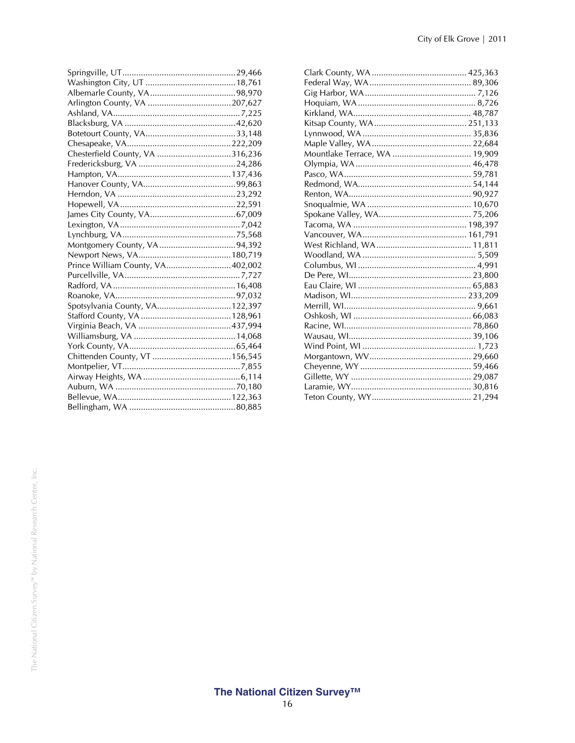Springville, UT ................................................ 29,466
Washington City, UT ...................................... 18,761
Albemarle County, VA ..................................... 98,970
Arlington County, VA .................................... 207,627
Ashland, VA ...................................................... 7,225
Blacksburg, VA ............................................... 42,620
Botetourt County, VA ...................................... 33,148
Chesapeake, VA ............................................. 222,209
Chesterfield County, VA ................................ 316,236
Fredericksburg, VA ......................................... 24,286
Hampton, VA ................................................. 137,436
Hanover County, VA ........................................ 99,863
Herndon, VA ................................................... 23,292
Hopewell, VA .................................................. 22,591
James City County, VA .................................... 67,009
Lexington, VA ................................................... 7,042
Lynchburg, VA ................................................. 75,568
Montgomery County, VA ................................. 94,392
Newport News, VA ........................................ 180,719
Prince William County, VA ............................ 402,002
Purcellville, VA .................................................. 7,727
Radford, VA .................................................... 16,408
Roanoke, VA .................................................... 97,032
Spotsylvania County, VA ................................ 122,397
Stafford County, VA ....................................... 128,961
Virginia Beach, VA ........................................ 437,994
Williamsburg, VA ............................................ 14,068
York County, VA .............................................. 65,464
Chittenden County, VT .................................. 156,545
Montpelier, VT ................................................... 7,855
Airway Heights, WA .......................................... 6,114
Auburn, WA .................................................... 70,180
Bellevue, WA ................................................. 122,363
Bellingham, WA .............................................. 80,885
Clark County, WA ......................................... 425,363
Federal Way, WA ............................................ 89,306
Gig Harbor, WA ................................................ 7,126
Hoquiam, WA ................................................... 8,726
Kirkland, WA ................................................... 48,787
Kitsap County, WA ........................................ 251,133
Lynnwood, WA ............................................... 35,836
Maple Valley, WA ........................................... 22,684
Mountlake Terrace, WA .................................. 19,909
Olympia, WA .................................................. 46,478
Pasco, WA ....................................................... 59,781
Redmond, WA ................................................. 54,144
Renton, WA ..................................................... 90,927
Snoqualmie, WA ............................................. 10,670
Spokane Valley, WA ........................................ 75,206
Tacoma, WA ................................................. 198,397
Vancouver, WA ............................................. 161,791
West Richland, WA ......................................... 11,811
Woodland, WA .................................................. 5,509
Columbus, WI ................................................... 4,991
De Pere, WI ..................................................... 23,800
Eau Claire, WI ................................................. 65,883
Madison, WI .................................................. 233,209
Merrill, WI ......................................................... 9,661
Oshkosh, WI ................................................... 66,083
Racine, WI ....................................................... 78,860
Wausau, WI ..................................................... 39,106
Wind Point, WI .................................................. 1,723
Morgantown, WV ............................................ 29,660
Cheyenne, WY ................................................ 59,466
Gillette, WY .................................................... 29,087
Laramie, WY .................................................... 30,816
Teton County, WY ........................................... 21,294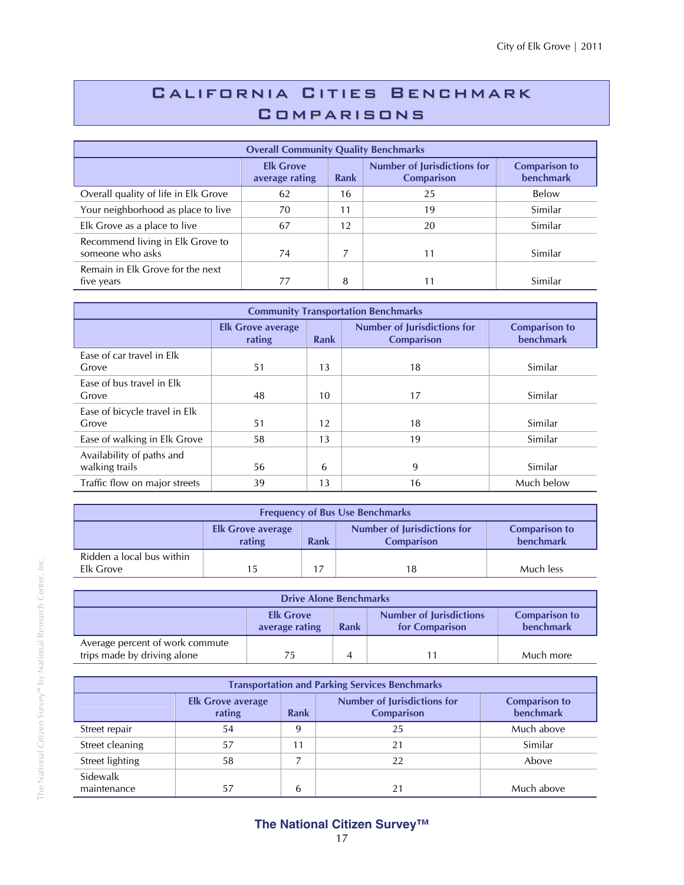# California Cities Benchmark Comparisons

| Overall Community Quality Benchmarks | | | | |
|---|---|---|---|---|
| | Elk Grove average rating | Rank | Number of Jurisdictions for Comparison | Comparison to benchmark |
| Overall quality of life in Elk Grove | 62 | 16 | 25 | Below |
| Your neighborhood as place to live | 70 | 11 | 19 | Similar |
| Elk Grove as a place to live | 67 | 12 | 20 | Similar |
| Recommend living in Elk Grove to someone who asks | 74 | 7 | 11 | Similar |
| Remain in Elk Grove for the next five years | 77 | 8 | 11 | Similar |

| Community Transportation Benchmarks | | | | |
|---|---|---|---|---|
| | Elk Grove average rating | Rank | Number of Jurisdictions for Comparison | Comparison to benchmark |
| Ease of car travel in Elk Grove | 51 | 13 | 18 | Similar |
| Ease of bus travel in Elk Grove | 48 | 10 | 17 | Similar |
| Ease of bicycle travel in Elk Grove | 51 | 12 | 18 | Similar |
| Ease of walking in Elk Grove | 58 | 13 | 19 | Similar |
| Availability of paths and walking trails | 56 | 6 | 9 | Similar |
| Traffic flow on major streets | 39 | 13 | 16 | Much below |

| Frequency of Bus Use Benchmarks | | | | |
|---|---|---|---|---|
| | Elk Grove average rating | Rank | Number of Jurisdictions for Comparison | Comparison to benchmark |
| Ridden a local bus within Elk Grove | 15 | 17 | 18 | Much less |

| Drive Alone Benchmarks | | | | |
|---|---|---|---|---|
| | Elk Grove average rating | Rank | Number of Jurisdictions for Comparison | Comparison to benchmark |
| Average percent of work commute trips made by driving alone | 75 | 4 | 11 | Much more |

| Transportation and Parking Services Benchmarks | | | | |
|---|---|---|---|---|
| | Elk Grove average rating | Rank | Number of Jurisdictions for Comparison | Comparison to benchmark |
| Street repair | 54 | 9 | 25 | Much above |
| Street cleaning | 57 | 11 | 21 | Similar |
| Street lighting | 58 | 7 | 22 | Above |
| Sidewalk maintenance | 57 | 6 | 21 | Much above |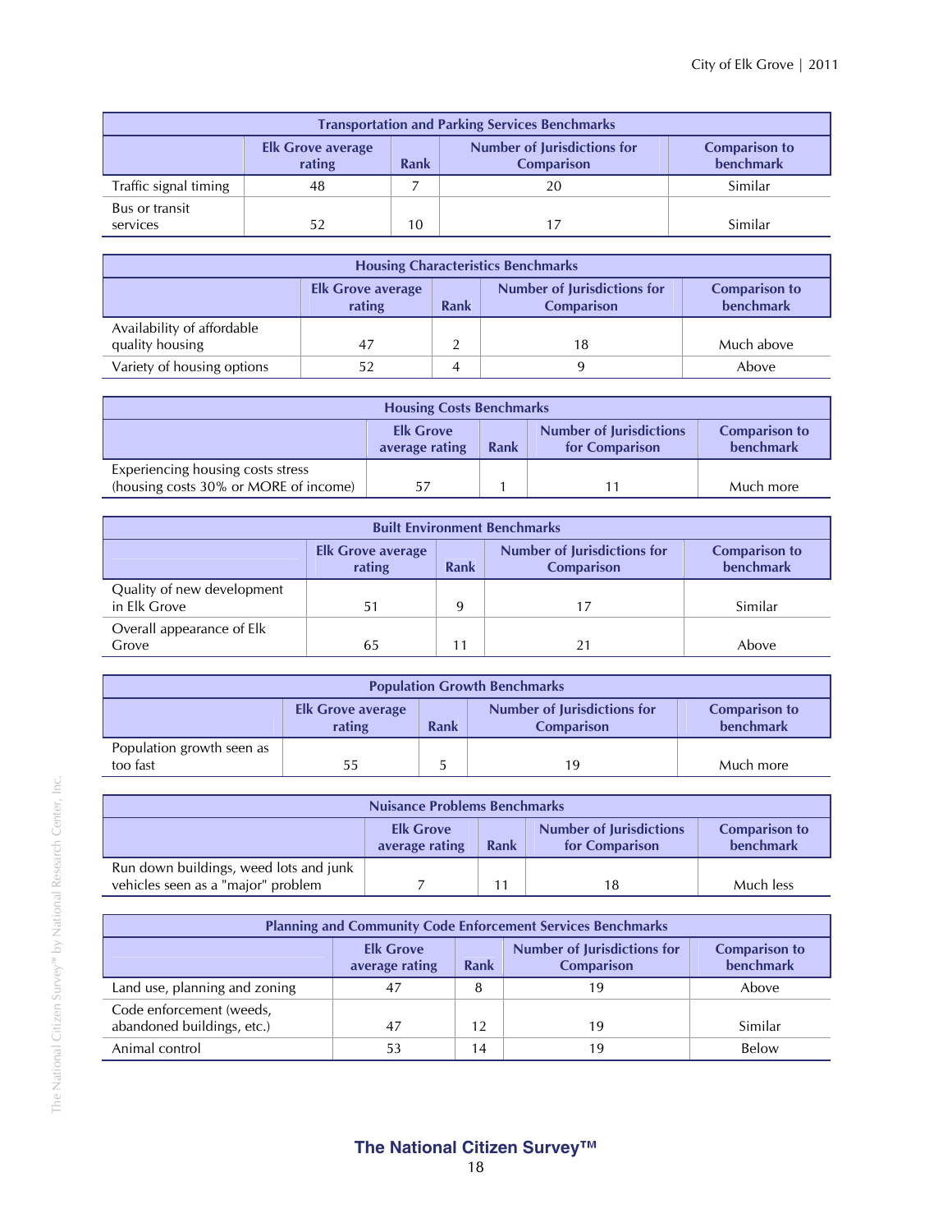| Transportation and Parking Services Benchmarks | | | | |
|---|---|---|---|---|
| | Elk Grove average rating | Rank | Number of Jurisdictions for Comparison | Comparison to benchmark |
| Traffic signal timing | 48 | 7 | 20 | Similar |
| Bus or transit services | 52 | 10 | 17 | Similar |

| Housing Characteristics Benchmarks | | | | |
|---|---|---|---|---|
| | Elk Grove average rating | Rank | Number of Jurisdictions for Comparison | Comparison to benchmark |
| Availability of affordable quality housing | 47 | 2 | 18 | Much above |
| Variety of housing options | 52 | 4 | 9 | Above |

| Housing Costs Benchmarks | | | | |
|---|---|---|---|---|
| | Elk Grove average rating | Rank | Number of Jurisdictions for Comparison | Comparison to benchmark |
| Experiencing housing costs stress (housing costs 30% or MORE of income) | 57 | 1 | 11 | Much more |

| Built Environment Benchmarks | | | | |
|---|---|---|---|---|
| | Elk Grove average rating | Rank | Number of Jurisdictions for Comparison | Comparison to benchmark |
| Quality of new development in Elk Grove | 51 | 9 | 17 | Similar |
| Overall appearance of Elk Grove | 65 | 11 | 21 | Above |

| Population Growth Benchmarks | | | | |
|---|---|---|---|---|
| | Elk Grove average rating | Rank | Number of Jurisdictions for Comparison | Comparison to benchmark |
| Population growth seen as too fast | 55 | 5 | 19 | Much more |

| Nuisance Problems Benchmarks | | | | |
|---|---|---|---|---|
| | Elk Grove average rating | Rank | Number of Jurisdictions for Comparison | Comparison to benchmark |
| Run down buildings, weed lots and junk vehicles seen as a "major" problem | 7 | 11 | 18 | Much less |

| Planning and Community Code Enforcement Services Benchmarks | | | | |
|---|---|---|---|---|
| | Elk Grove average rating | Rank | Number of Jurisdictions for Comparison | Comparison to benchmark |
| Land use, planning and zoning | 47 | 8 | 19 | Above |
| Code enforcement (weeds, abandoned buildings, etc.) | 47 | 12 | 19 | Similar |
| Animal control | 53 | 14 | 19 | Below |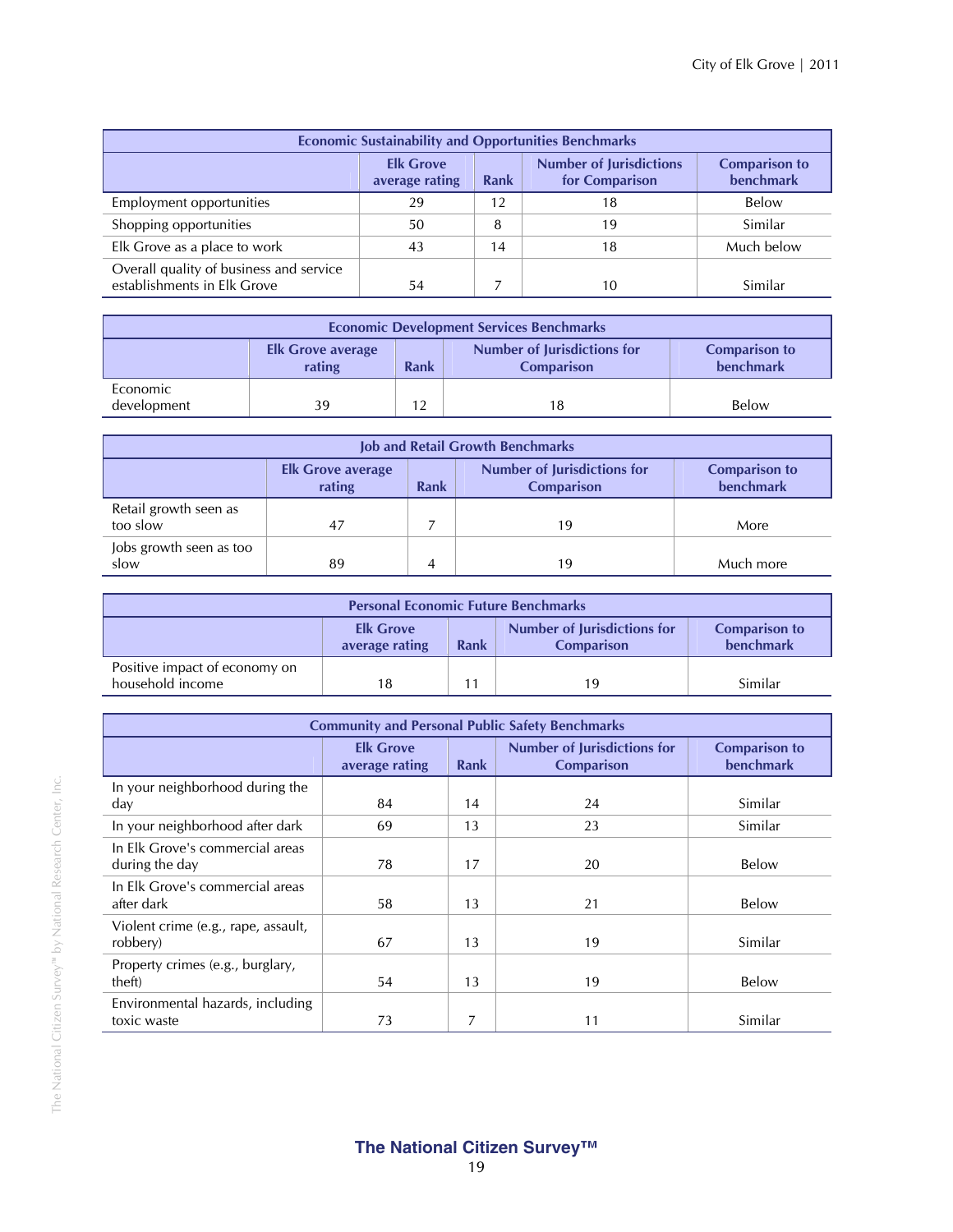| Economic Sustainability and Opportunities Benchmarks | | | | |
|---|---|---|---|---|
| | Elk Grove average rating | Rank | Number of Jurisdictions for Comparison | Comparison to benchmark |
| Employment opportunities | 29 | 12 | 18 | Below |
| Shopping opportunities | 50 | 8 | 19 | Similar |
| Elk Grove as a place to work | 43 | 14 | 18 | Much below |
| Overall quality of business and service establishments in Elk Grove | 54 | 7 | 10 | Similar |

| Economic Development Services Benchmarks | | | | |
|---|---|---|---|---|
| | Elk Grove average rating | Rank | Number of Jurisdictions for Comparison | Comparison to benchmark |
| Economic development | 39 | 12 | 18 | Below |

| Job and Retail Growth Benchmarks | | | | |
|---|---|---|---|---|
| | Elk Grove average rating | Rank | Number of Jurisdictions for Comparison | Comparison to benchmark |
| Retail growth seen as too slow | 47 | 7 | 19 | More |
| Jobs growth seen as too slow | 89 | 4 | 19 | Much more |

| Personal Economic Future Benchmarks | | | | |
|---|---|---|---|---|
| | Elk Grove average rating | Rank | Number of Jurisdictions for Comparison | Comparison to benchmark |
| Positive impact of economy on household income | 18 | 11 | 19 | Similar |

| Community and Personal Public Safety Benchmarks | | | | |
|---|---|---|---|---|
| | Elk Grove average rating | Rank | Number of Jurisdictions for Comparison | Comparison to benchmark |
| In your neighborhood during the day | 84 | 14 | 24 | Similar |
| In your neighborhood after dark | 69 | 13 | 23 | Similar |
| In Elk Grove's commercial areas during the day | 78 | 17 | 20 | Below |
| In Elk Grove's commercial areas after dark | 58 | 13 | 21 | Below |
| Violent crime (e.g., rape, assault, robbery) | 67 | 13 | 19 | Similar |
| Property crimes (e.g., burglary, theft) | 54 | 13 | 19 | Below |
| Environmental hazards, including toxic waste | 73 | 7 | 11 | Similar |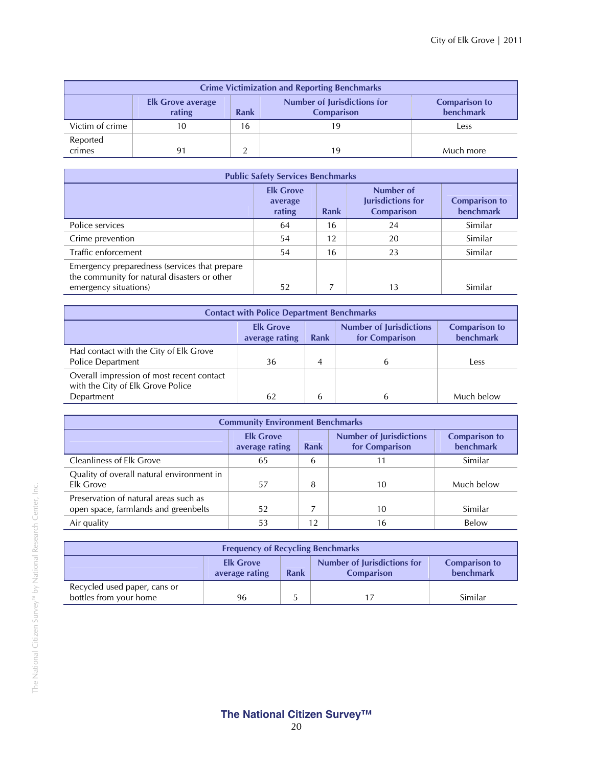| Crime Victimization and Reporting Benchmarks | | | | |
|---|---|---|---|---|
| | Elk Grove average rating | Rank | Number of Jurisdictions for Comparison | Comparison to benchmark |
| Victim of crime | 10 | 16 | 19 | Less |
| Reported crimes | 91 | 2 | 19 | Much more |

| Public Safety Services Benchmarks | | | | |
|---|---|---|---|---|
| | Elk Grove average rating | Rank | Number of Jurisdictions for Comparison | Comparison to benchmark |
| Police services | 64 | 16 | 24 | Similar |
| Crime prevention | 54 | 12 | 20 | Similar |
| Traffic enforcement | 54 | 16 | 23 | Similar |
| Emergency preparedness (services that prepare the community for natural disasters or other emergency situations) | 52 | 7 | 13 | Similar |

| Contact with Police Department Benchmarks | | | | |
|---|---|---|---|---|
| | Elk Grove average rating | Rank | Number of Jurisdictions for Comparison | Comparison to benchmark |
| Had contact with the City of Elk Grove Police Department | 36 | 4 | 6 | Less |
| Overall impression of most recent contact with the City of Elk Grove Police Department | 62 | 6 | 6 | Much below |

| Community Environment Benchmarks | | | | |
|---|---|---|---|---|
| | Elk Grove average rating | Rank | Number of Jurisdictions for Comparison | Comparison to benchmark |
| Cleanliness of Elk Grove | 65 | 6 | 11 | Similar |
| Quality of overall natural environment in Elk Grove | 57 | 8 | 10 | Much below |
| Preservation of natural areas such as open space, farmlands and greenbelts | 52 | 7 | 10 | Similar |
| Air quality | 53 | 12 | 16 | Below |

| Frequency of Recycling Benchmarks | | | | |
|---|---|---|---|---|
| | Elk Grove average rating | Rank | Number of Jurisdictions for Comparison | Comparison to benchmark |
| Recycled used paper, cans or bottles from your home | 96 | 5 | 17 | Similar |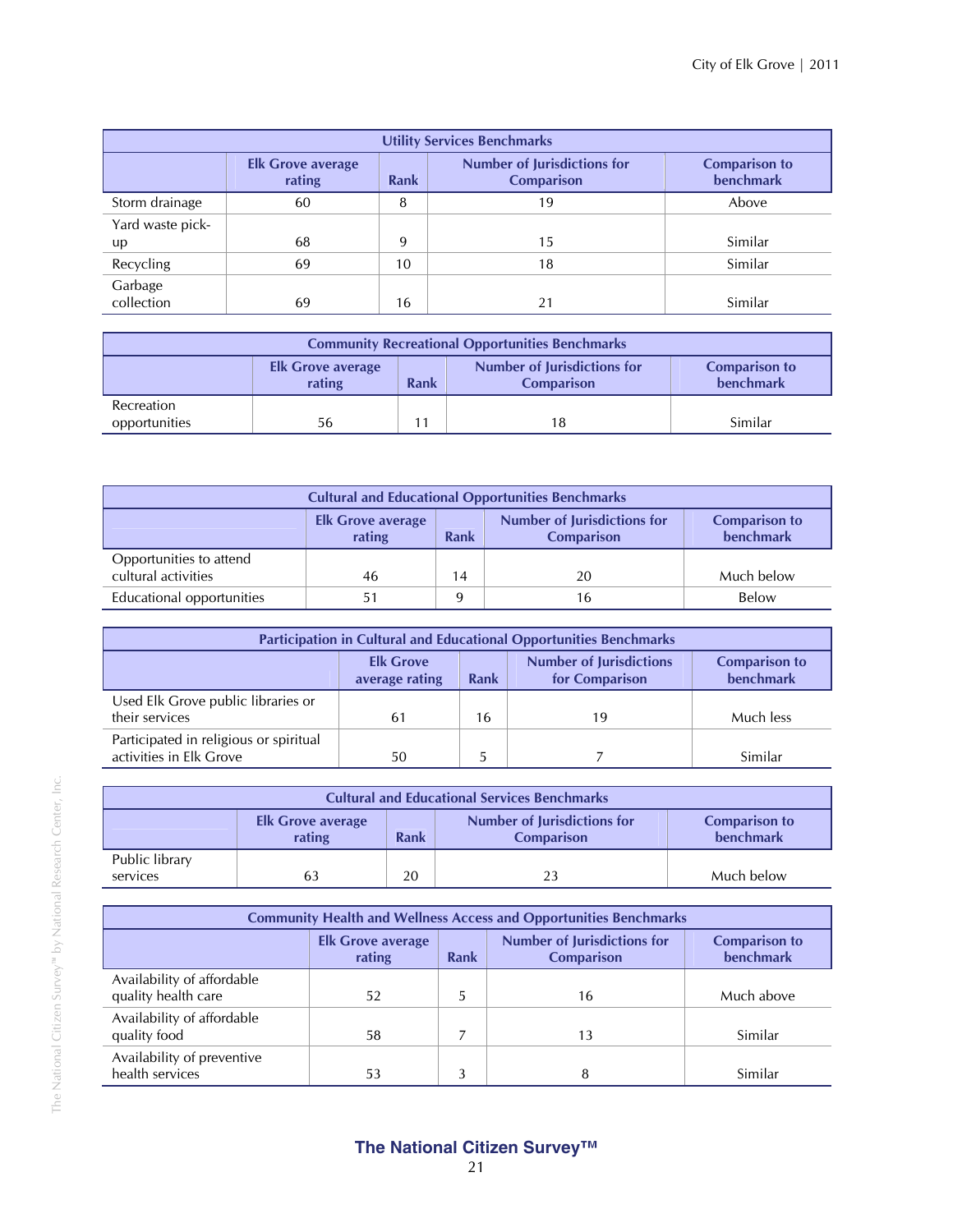| Utility Services Benchmarks | | | | |
|---|---|---|---|---|
| | Elk Grove average rating | Rank | Number of Jurisdictions for Comparison | Comparison to benchmark |
| Storm drainage | 60 | 8 | 19 | Above |
| Yard waste pick-up | 68 | 9 | 15 | Similar |
| Recycling | 69 | 10 | 18 | Similar |
| Garbage collection | 69 | 16 | 21 | Similar |

| Community Recreational Opportunities Benchmarks | | | | |
|---|---|---|---|---|
| | Elk Grove average rating | Rank | Number of Jurisdictions for Comparison | Comparison to benchmark |
| Recreation opportunities | 56 | 11 | 18 | Similar |

| Cultural and Educational Opportunities Benchmarks | | | | |
|---|---|---|---|---|
| | Elk Grove average rating | Rank | Number of Jurisdictions for Comparison | Comparison to benchmark |
| Opportunities to attend cultural activities | 46 | 14 | 20 | Much below |
| Educational opportunities | 51 | 9 | 16 | Below |

| Participation in Cultural and Educational Opportunities Benchmarks | | | | |
|---|---|---|---|---|
| | Elk Grove average rating | Rank | Number of Jurisdictions for Comparison | Comparison to benchmark |
| Used Elk Grove public libraries or their services | 61 | 16 | 19 | Much less |
| Participated in religious or spiritual activities in Elk Grove | 50 | 5 | 7 | Similar |

| Cultural and Educational Services Benchmarks | | | | |
|---|---|---|---|---|
| | Elk Grove average rating | Rank | Number of Jurisdictions for Comparison | Comparison to benchmark |
| Public library services | 63 | 20 | 23 | Much below |

| Community Health and Wellness Access and Opportunities Benchmarks | | | | |
|---|---|---|---|---|
| | Elk Grove average rating | Rank | Number of Jurisdictions for Comparison | Comparison to benchmark |
| Availability of affordable quality health care | 52 | 5 | 16 | Much above |
| Availability of affordable quality food | 58 | 7 | 13 | Similar |
| Availability of preventive health services | 53 | 3 | 8 | Similar |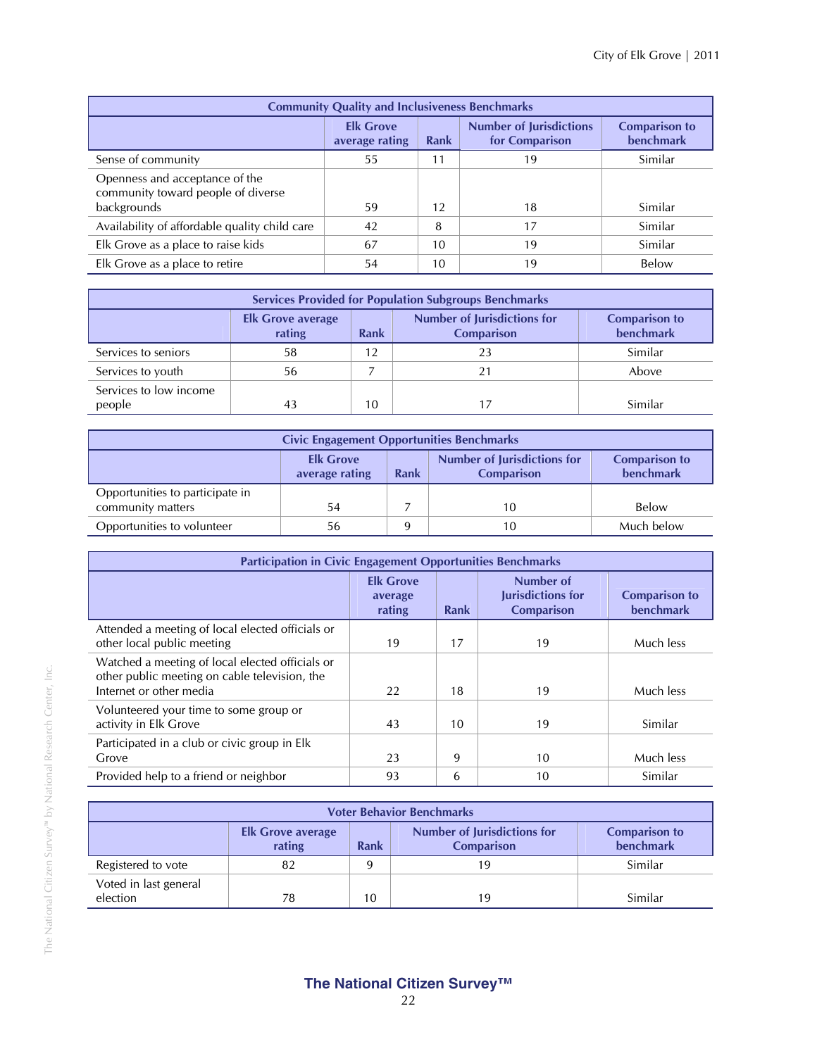| Community Quality and Inclusiveness Benchmarks | | | | |
|---|---|---|---|---|
| | Elk Grove average rating | Rank | Number of Jurisdictions for Comparison | Comparison to benchmark |
| Sense of community | 55 | 11 | 19 | Similar |
| Openness and acceptance of the community toward people of diverse backgrounds | 59 | 12 | 18 | Similar |
| Availability of affordable quality child care | 42 | 8 | 17 | Similar |
| Elk Grove as a place to raise kids | 67 | 10 | 19 | Similar |
| Elk Grove as a place to retire | 54 | 10 | 19 | Below |

| Services Provided for Population Subgroups Benchmarks | | | | |
|---|---|---|---|---|
| | Elk Grove average rating | Rank | Number of Jurisdictions for Comparison | Comparison to benchmark |
| Services to seniors | 58 | 12 | 23 | Similar |
| Services to youth | 56 | 7 | 21 | Above |
| Services to low income people | 43 | 10 | 17 | Similar |

| Civic Engagement Opportunities Benchmarks | | | | |
|---|---|---|---|---|
| | Elk Grove average rating | Rank | Number of Jurisdictions for Comparison | Comparison to benchmark |
| Opportunities to participate in community matters | 54 | 7 | 10 | Below |
| Opportunities to volunteer | 56 | 9 | 10 | Much below |

| Participation in Civic Engagement Opportunities Benchmarks | | | | |
|---|---|---|---|---|
| | Elk Grove average rating | Rank | Number of Jurisdictions for Comparison | Comparison to benchmark |
| Attended a meeting of local elected officials or other local public meeting | 19 | 17 | 19 | Much less |
| Watched a meeting of local elected officials or other public meeting on cable television, the Internet or other media | 22 | 18 | 19 | Much less |
| Volunteered your time to some group or activity in Elk Grove | 43 | 10 | 19 | Similar |
| Participated in a club or civic group in Elk Grove | 23 | 9 | 10 | Much less |
| Provided help to a friend or neighbor | 93 | 6 | 10 | Similar |

| Voter Behavior Benchmarks | | | | |
|---|---|---|---|---|
| | Elk Grove average rating | Rank | Number of Jurisdictions for Comparison | Comparison to benchmark |
| Registered to vote | 82 | 9 | 19 | Similar |
| Voted in last general election | 78 | 10 | 19 | Similar |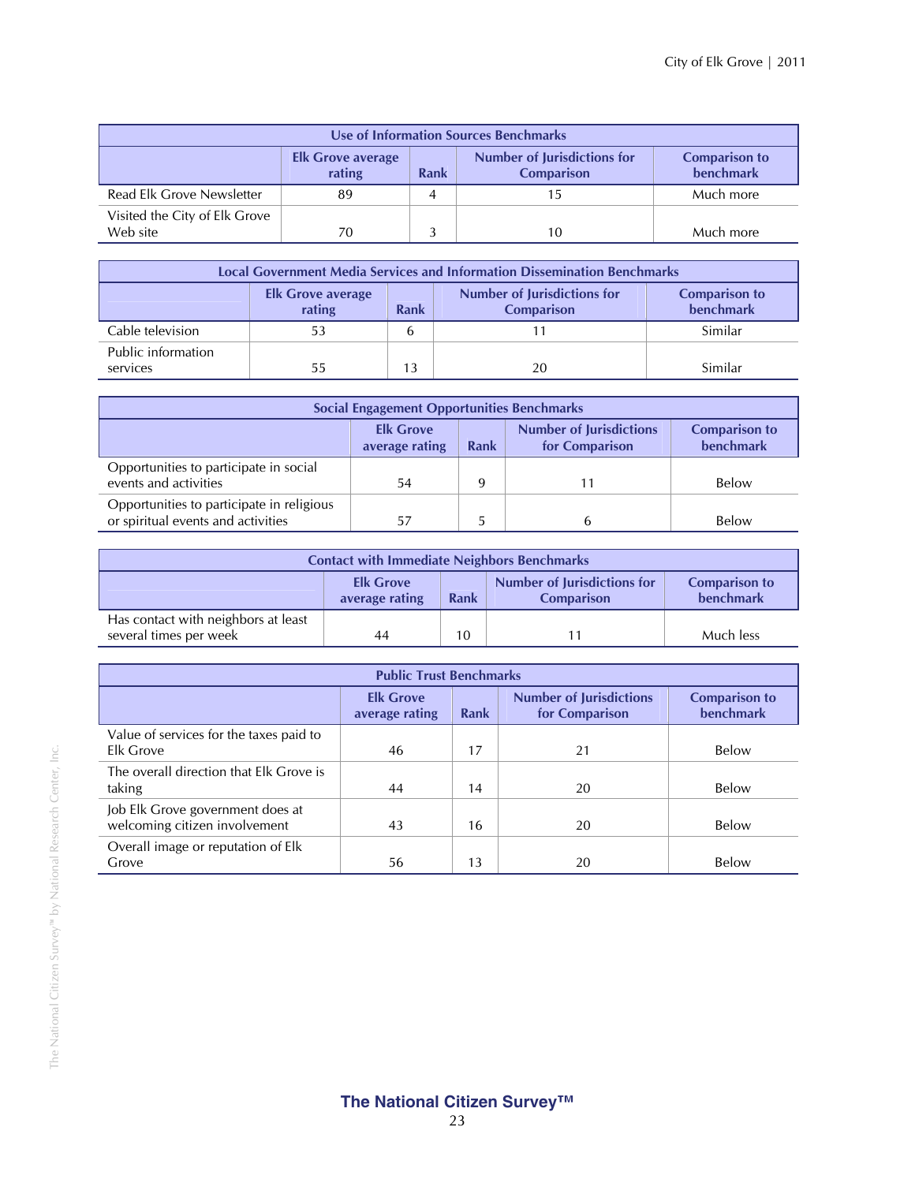| Use of Information Sources Benchmarks | | | | |
|---|---|---|---|---|
| | Elk Grove average rating | Rank | Number of Jurisdictions for Comparison | Comparison to benchmark |
| Read Elk Grove Newsletter | 89 | 4 | 15 | Much more |
| Visited the City of Elk Grove Web site | 70 | 3 | 10 | Much more |

| Local Government Media Services and Information Dissemination Benchmarks | | | | |
|---|---|---|---|---|
| | Elk Grove average rating | Rank | Number of Jurisdictions for Comparison | Comparison to benchmark |
| Cable television | 53 | 6 | 11 | Similar |
| Public information services | 55 | 13 | 20 | Similar |

| Social Engagement Opportunities Benchmarks | | | | |
|---|---|---|---|---|
| | Elk Grove average rating | Rank | Number of Jurisdictions for Comparison | Comparison to benchmark |
| Opportunities to participate in social events and activities | 54 | 9 | 11 | Below |
| Opportunities to participate in religious or spiritual events and activities | 57 | 5 | 6 | Below |

| Contact with Immediate Neighbors Benchmarks | | | | |
|---|---|---|---|---|
| | Elk Grove average rating | Rank | Number of Jurisdictions for Comparison | Comparison to benchmark |
| Has contact with neighbors at least several times per week | 44 | 10 | 11 | Much less |

| Public Trust Benchmarks | | | | |
|---|---|---|---|---|
| | Elk Grove average rating | Rank | Number of Jurisdictions for Comparison | Comparison to benchmark |
| Value of services for the taxes paid to Elk Grove | 46 | 17 | 21 | Below |
| The overall direction that Elk Grove is taking | 44 | 14 | 20 | Below |
| Job Elk Grove government does at welcoming citizen involvement | 43 | 16 | 20 | Below |
| Overall image or reputation of Elk Grove | 56 | 13 | 20 | Below |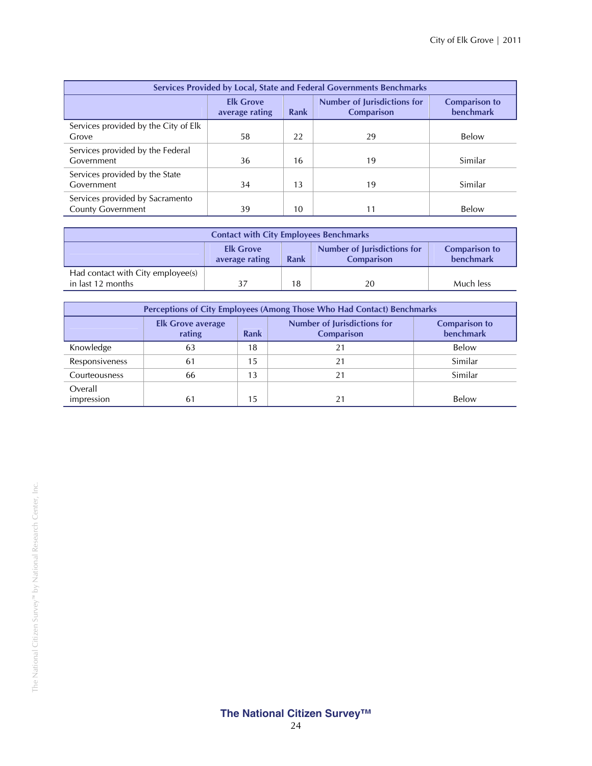| Services Provided by Local, State and Federal Governments Benchmarks | | | | |
|---|---|---|---|---|
| | Elk Grove average rating | Rank | Number of Jurisdictions for Comparison | Comparison to benchmark |
| Services provided by the City of Elk Grove | 58 | 22 | 29 | Below |
| Services provided by the Federal Government | 36 | 16 | 19 | Similar |
| Services provided by the State Government | 34 | 13 | 19 | Similar |
| Services provided by Sacramento County Government | 39 | 10 | 11 | Below |

| Contact with City Employees Benchmarks | | | | |
|---|---|---|---|---|
| | Elk Grove average rating | Rank | Number of Jurisdictions for Comparison | Comparison to benchmark |
| Had contact with City employee(s) in last 12 months | 37 | 18 | 20 | Much less |

| Perceptions of City Employees (Among Those Who Had Contact) Benchmarks | | | | |
|---|---|---|---|---|
| | Elk Grove average rating | Rank | Number of Jurisdictions for Comparison | Comparison to benchmark |
| Knowledge | 63 | 18 | 21 | Below |
| Responsiveness | 61 | 15 | 21 | Similar |
| Courteousness | 66 | 13 | 21 | Similar |
| Overall impression | 61 | 15 | 21 | Below |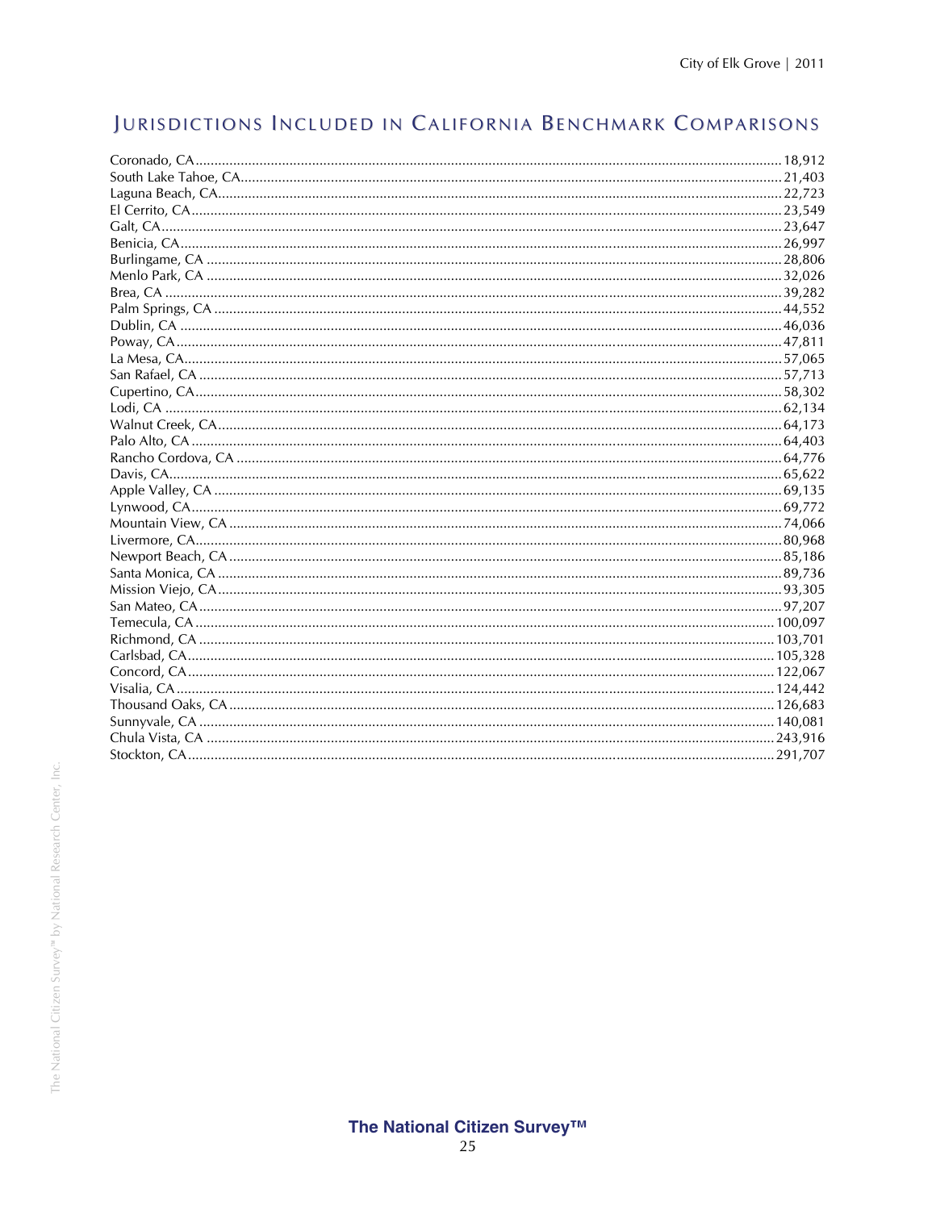## Jurisdictions Included in California Benchmark Comparisons

| | |
|---|---|
| Coronado, CA | 18,912 |
| South Lake Tahoe, CA | 21,403 |
| Laguna Beach, CA | 22,723 |
| El Cerrito, CA | 23,549 |
| Galt, CA | 23,647 |
| Benicia, CA | 26,997 |
| Burlingame, CA | 28,806 |
| Menlo Park, CA | 32,026 |
| Brea, CA | 39,282 |
| Palm Springs, CA | 44,552 |
| Dublin, CA | 46,036 |
| Poway, CA | 47,811 |
| La Mesa, CA | 57,065 |
| San Rafael, CA | 57,713 |
| Cupertino, CA | 58,302 |
| Lodi, CA | 62,134 |
| Walnut Creek, CA | 64,173 |
| Palo Alto, CA | 64,403 |
| Rancho Cordova, CA | 64,776 |
| Davis, CA | 65,622 |
| Apple Valley, CA | 69,135 |
| Lynwood, CA | 69,772 |
| Mountain View, CA | 74,066 |
| Livermore, CA | 80,968 |
| Newport Beach, CA | 85,186 |
| Santa Monica, CA | 89,736 |
| Mission Viejo, CA | 93,305 |
| San Mateo, CA | 97,207 |
| Temecula, CA | 100,097 |
| Richmond, CA | 103,701 |
| Carlsbad, CA | 105,328 |
| Concord, CA | 122,067 |
| Visalia, CA | 124,442 |
| Thousand Oaks, CA | 126,683 |
| Sunnyvale, CA | 140,081 |
| Chula Vista, CA | 243,916 |
| Stockton, CA | 291,707 |